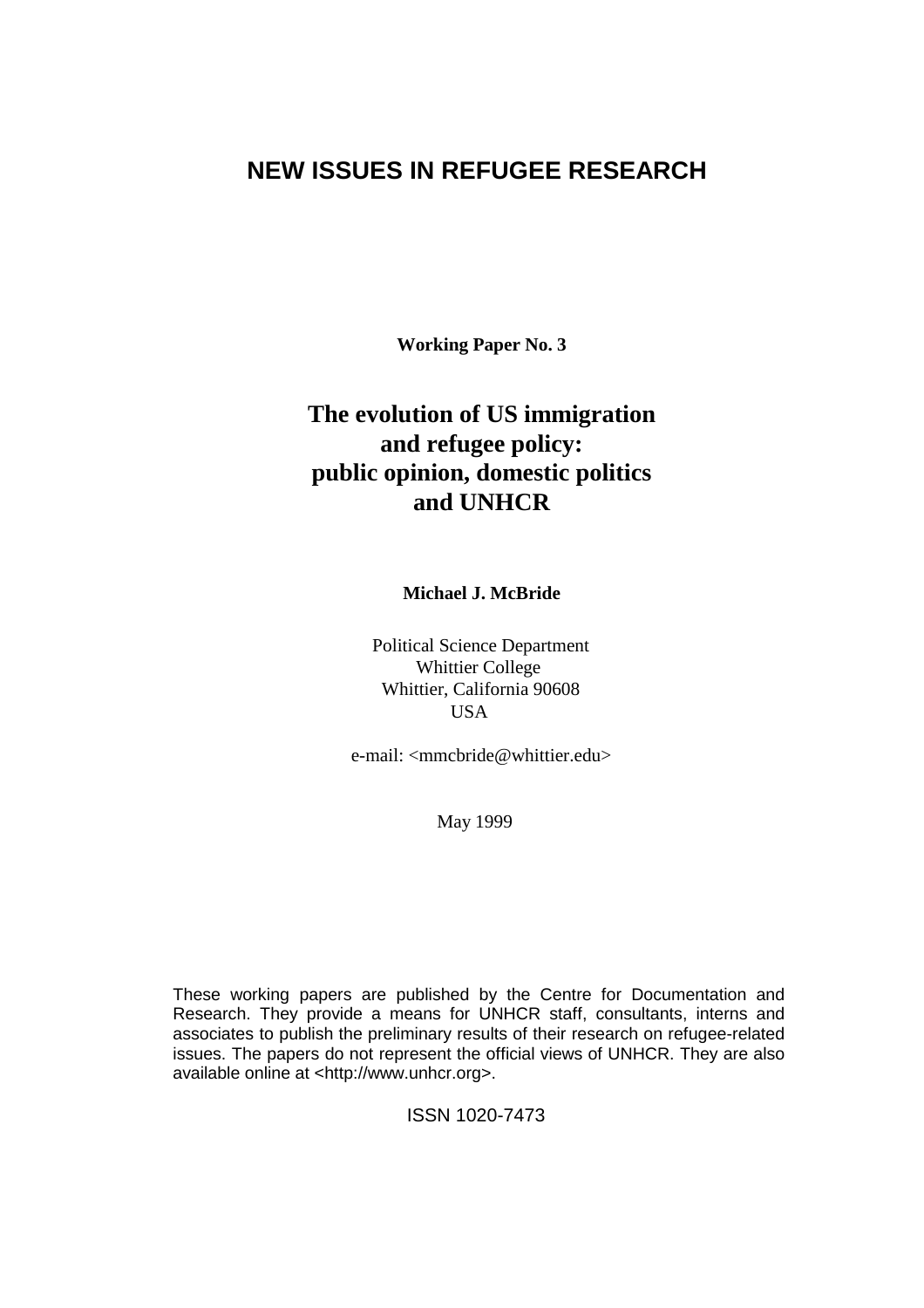# NEW ISSUES IN REFUGEE RESEARCH

**Working Paper No. 3**

## The evolution of US immigration and refugee policy: public opinion, domestic politics and UNHCR

**Michael J. McBride**

Political Science Department
Whittier College
Whittier, California 90608
USA

e-mail: <mmcbride@whittier.edu>

May 1999

These working papers are published by the Centre for Documentation and Research. They provide a means for UNHCR staff, consultants, interns and associates to publish the preliminary results of their research on refugee-related issues. The papers do not represent the official views of UNHCR. They are also available online at <http://www.unhcr.org>.

ISSN 1020-7473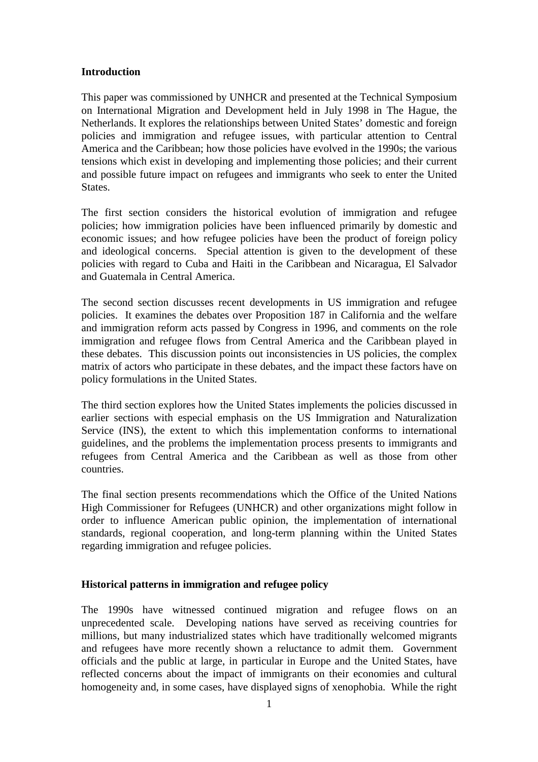**Introduction**

This paper was commissioned by UNHCR and presented at the Technical Symposium on International Migration and Development held in July 1998 in The Hague, the Netherlands. It explores the relationships between United States' domestic and foreign policies and immigration and refugee issues, with particular attention to Central America and the Caribbean; how those policies have evolved in the 1990s; the various tensions which exist in developing and implementing those policies; and their current and possible future impact on refugees and immigrants who seek to enter the United States.

The first section considers the historical evolution of immigration and refugee policies; how immigration policies have been influenced primarily by domestic and economic issues; and how refugee policies have been the product of foreign policy and ideological concerns. Special attention is given to the development of these policies with regard to Cuba and Haiti in the Caribbean and Nicaragua, El Salvador and Guatemala in Central America.

The second section discusses recent developments in US immigration and refugee policies. It examines the debates over Proposition 187 in California and the welfare and immigration reform acts passed by Congress in 1996, and comments on the role immigration and refugee flows from Central America and the Caribbean played in these debates. This discussion points out inconsistencies in US policies, the complex matrix of actors who participate in these debates, and the impact these factors have on policy formulations in the United States.

The third section explores how the United States implements the policies discussed in earlier sections with especial emphasis on the US Immigration and Naturalization Service (INS), the extent to which this implementation conforms to international guidelines, and the problems the implementation process presents to immigrants and refugees from Central America and the Caribbean as well as those from other countries.

The final section presents recommendations which the Office of the United Nations High Commissioner for Refugees (UNHCR) and other organizations might follow in order to influence American public opinion, the implementation of international standards, regional cooperation, and long-term planning within the United States regarding immigration and refugee policies.

**Historical patterns in immigration and refugee policy**

The 1990s have witnessed continued migration and refugee flows on an unprecedented scale. Developing nations have served as receiving countries for millions, but many industrialized states which have traditionally welcomed migrants and refugees have more recently shown a reluctance to admit them. Government officials and the public at large, in particular in Europe and the United States, have reflected concerns about the impact of immigrants on their economies and cultural homogeneity and, in some cases, have displayed signs of xenophobia. While the right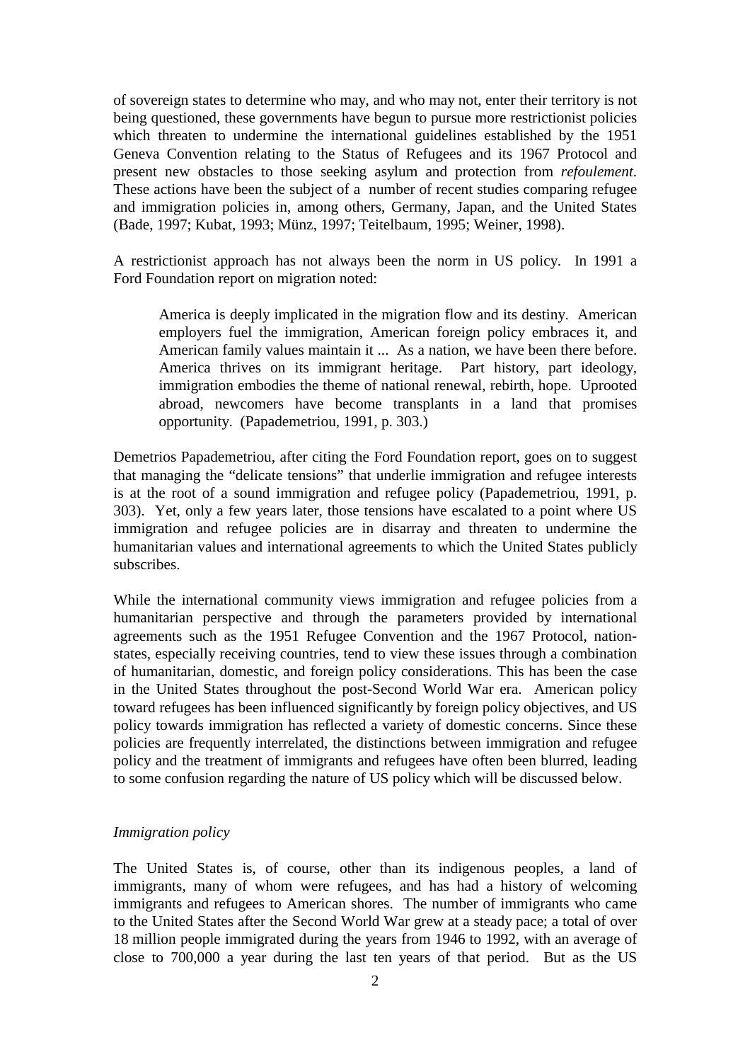of sovereign states to determine who may, and who may not, enter their territory is not being questioned, these governments have begun to pursue more restrictionist policies which threaten to undermine the international guidelines established by the 1951 Geneva Convention relating to the Status of Refugees and its 1967 Protocol and present new obstacles to those seeking asylum and protection from *refoulement*. These actions have been the subject of a number of recent studies comparing refugee and immigration policies in, among others, Germany, Japan, and the United States (Bade, 1997; Kubat, 1993; Münz, 1997; Teitelbaum, 1995; Weiner, 1998).

A restrictionist approach has not always been the norm in US policy. In 1991 a Ford Foundation report on migration noted:

> America is deeply implicated in the migration flow and its destiny. American employers fuel the immigration, American foreign policy embraces it, and American family values maintain it ... As a nation, we have been there before. America thrives on its immigrant heritage. Part history, part ideology, immigration embodies the theme of national renewal, rebirth, hope. Uprooted abroad, newcomers have become transplants in a land that promises opportunity. (Papademetriou, 1991, p. 303.)

Demetrios Papademetriou, after citing the Ford Foundation report, goes on to suggest that managing the "delicate tensions" that underlie immigration and refugee interests is at the root of a sound immigration and refugee policy (Papademetriou, 1991, p. 303). Yet, only a few years later, those tensions have escalated to a point where US immigration and refugee policies are in disarray and threaten to undermine the humanitarian values and international agreements to which the United States publicly subscribes.

While the international community views immigration and refugee policies from a humanitarian perspective and through the parameters provided by international agreements such as the 1951 Refugee Convention and the 1967 Protocol, nation-states, especially receiving countries, tend to view these issues through a combination of humanitarian, domestic, and foreign policy considerations. This has been the case in the United States throughout the post-Second World War era. American policy toward refugees has been influenced significantly by foreign policy objectives, and US policy towards immigration has reflected a variety of domestic concerns. Since these policies are frequently interrelated, the distinctions between immigration and refugee policy and the treatment of immigrants and refugees have often been blurred, leading to some confusion regarding the nature of US policy which will be discussed below.

### *Immigration policy*

The United States is, of course, other than its indigenous peoples, a land of immigrants, many of whom were refugees, and has had a history of welcoming immigrants and refugees to American shores. The number of immigrants who came to the United States after the Second World War grew at a steady pace; a total of over 18 million people immigrated during the years from 1946 to 1992, with an average of close to 700,000 a year during the last ten years of that period. But as the US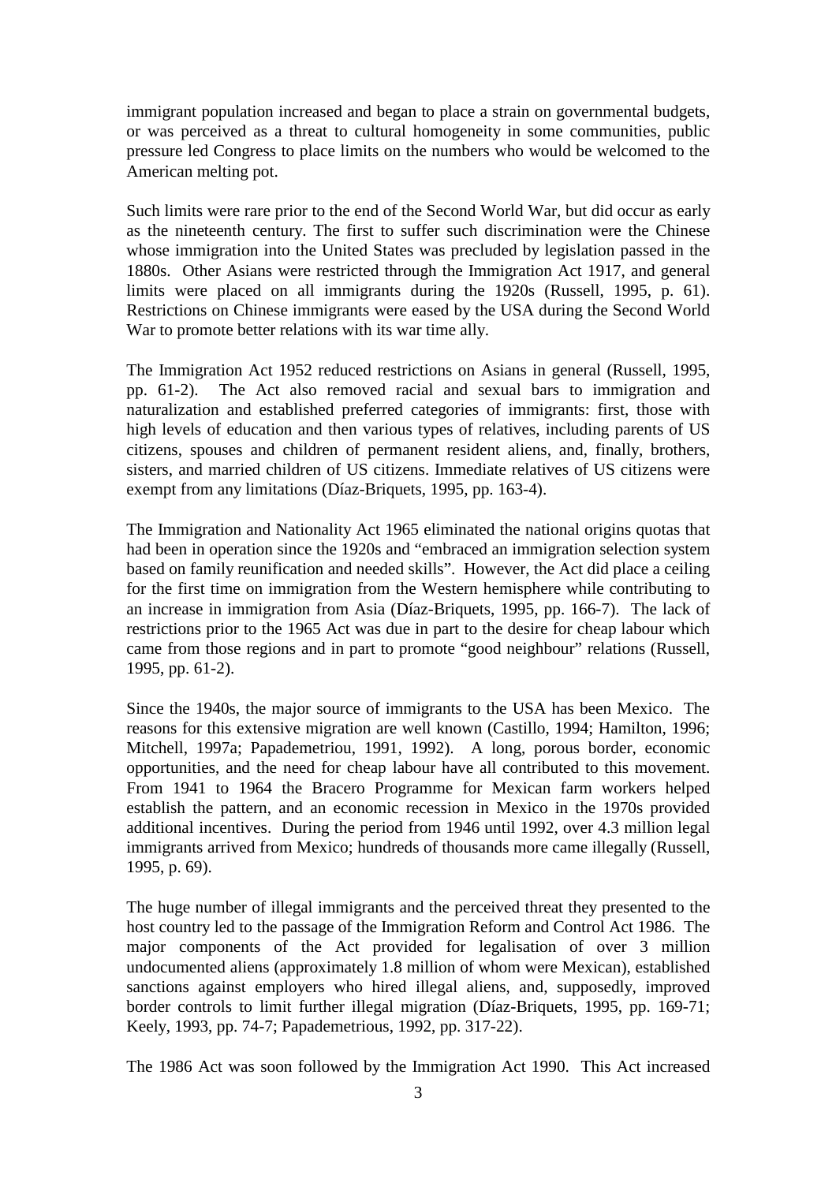immigrant population increased and began to place a strain on governmental budgets, or was perceived as a threat to cultural homogeneity in some communities, public pressure led Congress to place limits on the numbers who would be welcomed to the American melting pot.

Such limits were rare prior to the end of the Second World War, but did occur as early as the nineteenth century. The first to suffer such discrimination were the Chinese whose immigration into the United States was precluded by legislation passed in the 1880s. Other Asians were restricted through the Immigration Act 1917, and general limits were placed on all immigrants during the 1920s (Russell, 1995, p. 61). Restrictions on Chinese immigrants were eased by the USA during the Second World War to promote better relations with its war time ally.

The Immigration Act 1952 reduced restrictions on Asians in general (Russell, 1995, pp. 61-2). The Act also removed racial and sexual bars to immigration and naturalization and established preferred categories of immigrants: first, those with high levels of education and then various types of relatives, including parents of US citizens, spouses and children of permanent resident aliens, and, finally, brothers, sisters, and married children of US citizens. Immediate relatives of US citizens were exempt from any limitations (Díaz-Briquets, 1995, pp. 163-4).

The Immigration and Nationality Act 1965 eliminated the national origins quotas that had been in operation since the 1920s and "embraced an immigration selection system based on family reunification and needed skills". However, the Act did place a ceiling for the first time on immigration from the Western hemisphere while contributing to an increase in immigration from Asia (Díaz-Briquets, 1995, pp. 166-7). The lack of restrictions prior to the 1965 Act was due in part to the desire for cheap labour which came from those regions and in part to promote "good neighbour" relations (Russell, 1995, pp. 61-2).

Since the 1940s, the major source of immigrants to the USA has been Mexico. The reasons for this extensive migration are well known (Castillo, 1994; Hamilton, 1996; Mitchell, 1997a; Papademetriou, 1991, 1992). A long, porous border, economic opportunities, and the need for cheap labour have all contributed to this movement. From 1941 to 1964 the Bracero Programme for Mexican farm workers helped establish the pattern, and an economic recession in Mexico in the 1970s provided additional incentives. During the period from 1946 until 1992, over 4.3 million legal immigrants arrived from Mexico; hundreds of thousands more came illegally (Russell, 1995, p. 69).

The huge number of illegal immigrants and the perceived threat they presented to the host country led to the passage of the Immigration Reform and Control Act 1986. The major components of the Act provided for legalisation of over 3 million undocumented aliens (approximately 1.8 million of whom were Mexican), established sanctions against employers who hired illegal aliens, and, supposedly, improved border controls to limit further illegal migration (Díaz-Briquets, 1995, pp. 169-71; Keely, 1993, pp. 74-7; Papademetrious, 1992, pp. 317-22).

The 1986 Act was soon followed by the Immigration Act 1990. This Act increased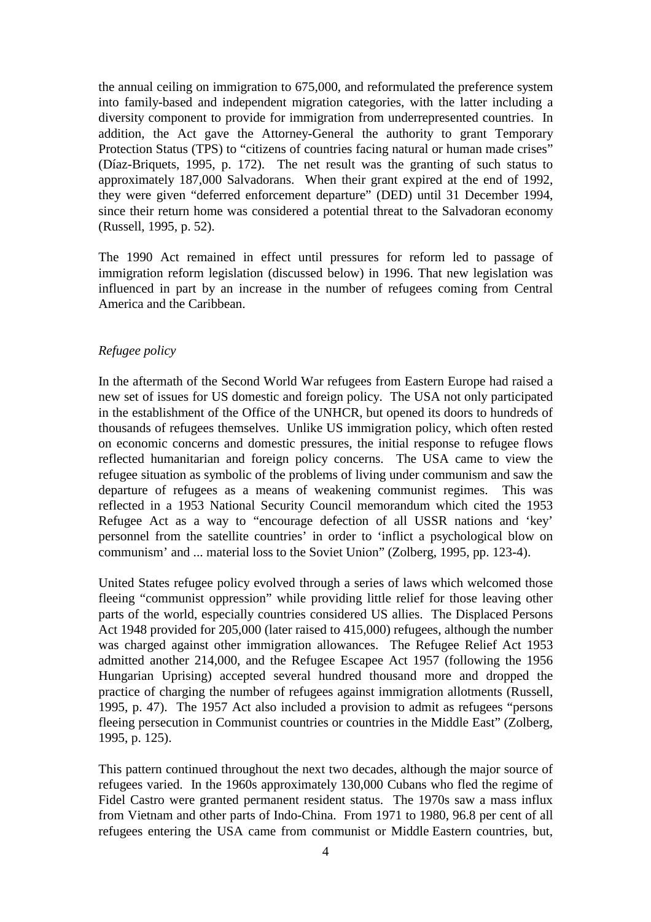the annual ceiling on immigration to 675,000, and reformulated the preference system into family-based and independent migration categories, with the latter including a diversity component to provide for immigration from underrepresented countries. In addition, the Act gave the Attorney-General the authority to grant Temporary Protection Status (TPS) to "citizens of countries facing natural or human made crises" (Díaz-Briquets, 1995, p. 172). The net result was the granting of such status to approximately 187,000 Salvadorans. When their grant expired at the end of 1992, they were given "deferred enforcement departure" (DED) until 31 December 1994, since their return home was considered a potential threat to the Salvadoran economy (Russell, 1995, p. 52).

The 1990 Act remained in effect until pressures for reform led to passage of immigration reform legislation (discussed below) in 1996. That new legislation was influenced in part by an increase in the number of refugees coming from Central America and the Caribbean.

*Refugee policy*

In the aftermath of the Second World War refugees from Eastern Europe had raised a new set of issues for US domestic and foreign policy. The USA not only participated in the establishment of the Office of the UNHCR, but opened its doors to hundreds of thousands of refugees themselves. Unlike US immigration policy, which often rested on economic concerns and domestic pressures, the initial response to refugee flows reflected humanitarian and foreign policy concerns. The USA came to view the refugee situation as symbolic of the problems of living under communism and saw the departure of refugees as a means of weakening communist regimes. This was reflected in a 1953 National Security Council memorandum which cited the 1953 Refugee Act as a way to "encourage defection of all USSR nations and 'key' personnel from the satellite countries' in order to 'inflict a psychological blow on communism' and ... material loss to the Soviet Union" (Zolberg, 1995, pp. 123-4).

United States refugee policy evolved through a series of laws which welcomed those fleeing "communist oppression" while providing little relief for those leaving other parts of the world, especially countries considered US allies. The Displaced Persons Act 1948 provided for 205,000 (later raised to 415,000) refugees, although the number was charged against other immigration allowances. The Refugee Relief Act 1953 admitted another 214,000, and the Refugee Escapee Act 1957 (following the 1956 Hungarian Uprising) accepted several hundred thousand more and dropped the practice of charging the number of refugees against immigration allotments (Russell, 1995, p. 47). The 1957 Act also included a provision to admit as refugees "persons fleeing persecution in Communist countries or countries in the Middle East" (Zolberg, 1995, p. 125).

This pattern continued throughout the next two decades, although the major source of refugees varied. In the 1960s approximately 130,000 Cubans who fled the regime of Fidel Castro were granted permanent resident status. The 1970s saw a mass influx from Vietnam and other parts of Indo-China. From 1971 to 1980, 96.8 per cent of all refugees entering the USA came from communist or Middle Eastern countries, but,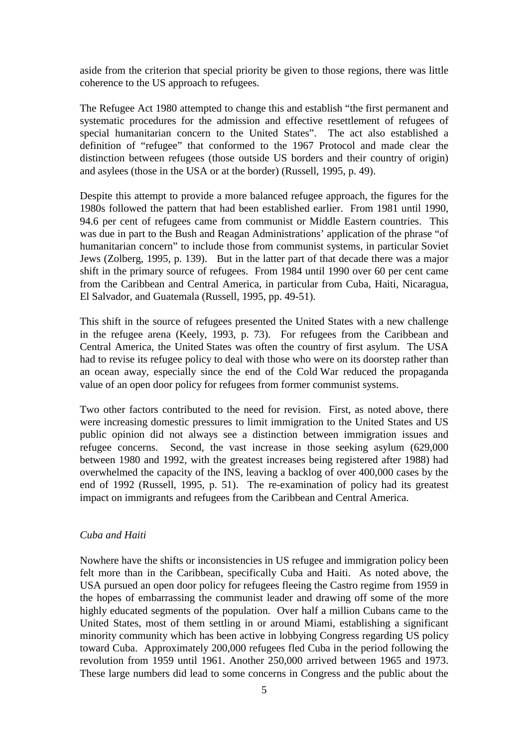aside from the criterion that special priority be given to those regions, there was little coherence to the US approach to refugees.

The Refugee Act 1980 attempted to change this and establish "the first permanent and systematic procedures for the admission and effective resettlement of refugees of special humanitarian concern to the United States". The act also established a definition of "refugee" that conformed to the 1967 Protocol and made clear the distinction between refugees (those outside US borders and their country of origin) and asylees (those in the USA or at the border) (Russell, 1995, p. 49).

Despite this attempt to provide a more balanced refugee approach, the figures for the 1980s followed the pattern that had been established earlier. From 1981 until 1990, 94.6 per cent of refugees came from communist or Middle Eastern countries. This was due in part to the Bush and Reagan Administrations' application of the phrase "of humanitarian concern" to include those from communist systems, in particular Soviet Jews (Zolberg, 1995, p. 139). But in the latter part of that decade there was a major shift in the primary source of refugees. From 1984 until 1990 over 60 per cent came from the Caribbean and Central America, in particular from Cuba, Haiti, Nicaragua, El Salvador, and Guatemala (Russell, 1995, pp. 49-51).

This shift in the source of refugees presented the United States with a new challenge in the refugee arena (Keely, 1993, p. 73). For refugees from the Caribbean and Central America, the United States was often the country of first asylum. The USA had to revise its refugee policy to deal with those who were on its doorstep rather than an ocean away, especially since the end of the Cold War reduced the propaganda value of an open door policy for refugees from former communist systems.

Two other factors contributed to the need for revision. First, as noted above, there were increasing domestic pressures to limit immigration to the United States and US public opinion did not always see a distinction between immigration issues and refugee concerns. Second, the vast increase in those seeking asylum (629,000 between 1980 and 1992, with the greatest increases being registered after 1988) had overwhelmed the capacity of the INS, leaving a backlog of over 400,000 cases by the end of 1992 (Russell, 1995, p. 51). The re-examination of policy had its greatest impact on immigrants and refugees from the Caribbean and Central America.

### *Cuba and Haiti*

Nowhere have the shifts or inconsistencies in US refugee and immigration policy been felt more than in the Caribbean, specifically Cuba and Haiti. As noted above, the USA pursued an open door policy for refugees fleeing the Castro regime from 1959 in the hopes of embarrassing the communist leader and drawing off some of the more highly educated segments of the population. Over half a million Cubans came to the United States, most of them settling in or around Miami, establishing a significant minority community which has been active in lobbying Congress regarding US policy toward Cuba. Approximately 200,000 refugees fled Cuba in the period following the revolution from 1959 until 1961. Another 250,000 arrived between 1965 and 1973. These large numbers did lead to some concerns in Congress and the public about the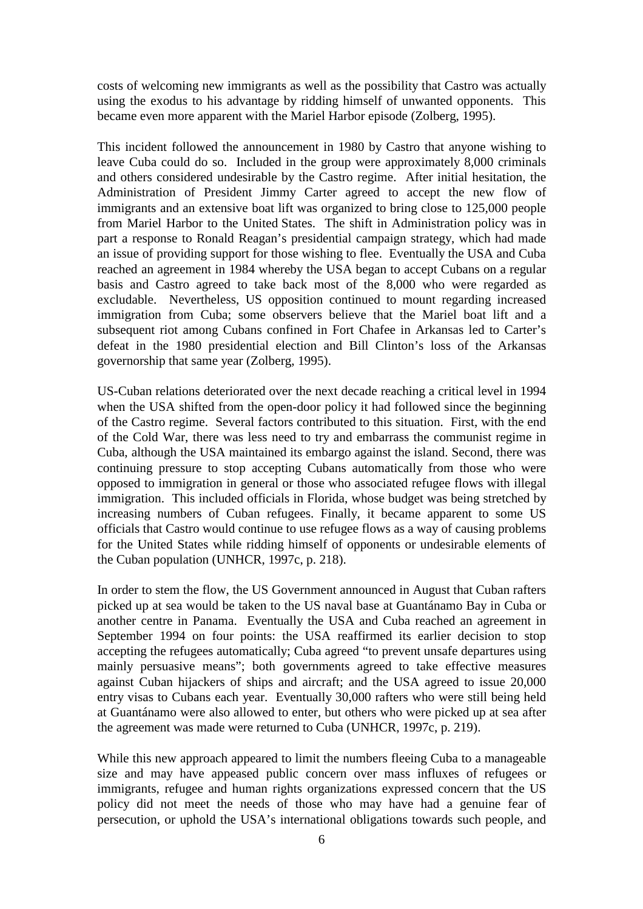costs of welcoming new immigrants as well as the possibility that Castro was actually using the exodus to his advantage by ridding himself of unwanted opponents. This became even more apparent with the Mariel Harbor episode (Zolberg, 1995).

This incident followed the announcement in 1980 by Castro that anyone wishing to leave Cuba could do so. Included in the group were approximately 8,000 criminals and others considered undesirable by the Castro regime. After initial hesitation, the Administration of President Jimmy Carter agreed to accept the new flow of immigrants and an extensive boat lift was organized to bring close to 125,000 people from Mariel Harbor to the United States. The shift in Administration policy was in part a response to Ronald Reagan's presidential campaign strategy, which had made an issue of providing support for those wishing to flee. Eventually the USA and Cuba reached an agreement in 1984 whereby the USA began to accept Cubans on a regular basis and Castro agreed to take back most of the 8,000 who were regarded as excludable. Nevertheless, US opposition continued to mount regarding increased immigration from Cuba; some observers believe that the Mariel boat lift and a subsequent riot among Cubans confined in Fort Chafee in Arkansas led to Carter's defeat in the 1980 presidential election and Bill Clinton's loss of the Arkansas governorship that same year (Zolberg, 1995).

US-Cuban relations deteriorated over the next decade reaching a critical level in 1994 when the USA shifted from the open-door policy it had followed since the beginning of the Castro regime. Several factors contributed to this situation. First, with the end of the Cold War, there was less need to try and embarrass the communist regime in Cuba, although the USA maintained its embargo against the island. Second, there was continuing pressure to stop accepting Cubans automatically from those who were opposed to immigration in general or those who associated refugee flows with illegal immigration. This included officials in Florida, whose budget was being stretched by increasing numbers of Cuban refugees. Finally, it became apparent to some US officials that Castro would continue to use refugee flows as a way of causing problems for the United States while ridding himself of opponents or undesirable elements of the Cuban population (UNHCR, 1997c, p. 218).

In order to stem the flow, the US Government announced in August that Cuban rafters picked up at sea would be taken to the US naval base at Guantánamo Bay in Cuba or another centre in Panama. Eventually the USA and Cuba reached an agreement in September 1994 on four points: the USA reaffirmed its earlier decision to stop accepting the refugees automatically; Cuba agreed "to prevent unsafe departures using mainly persuasive means"; both governments agreed to take effective measures against Cuban hijackers of ships and aircraft; and the USA agreed to issue 20,000 entry visas to Cubans each year. Eventually 30,000 rafters who were still being held at Guantánamo were also allowed to enter, but others who were picked up at sea after the agreement was made were returned to Cuba (UNHCR, 1997c, p. 219).

While this new approach appeared to limit the numbers fleeing Cuba to a manageable size and may have appeased public concern over mass influxes of refugees or immigrants, refugee and human rights organizations expressed concern that the US policy did not meet the needs of those who may have had a genuine fear of persecution, or uphold the USA's international obligations towards such people, and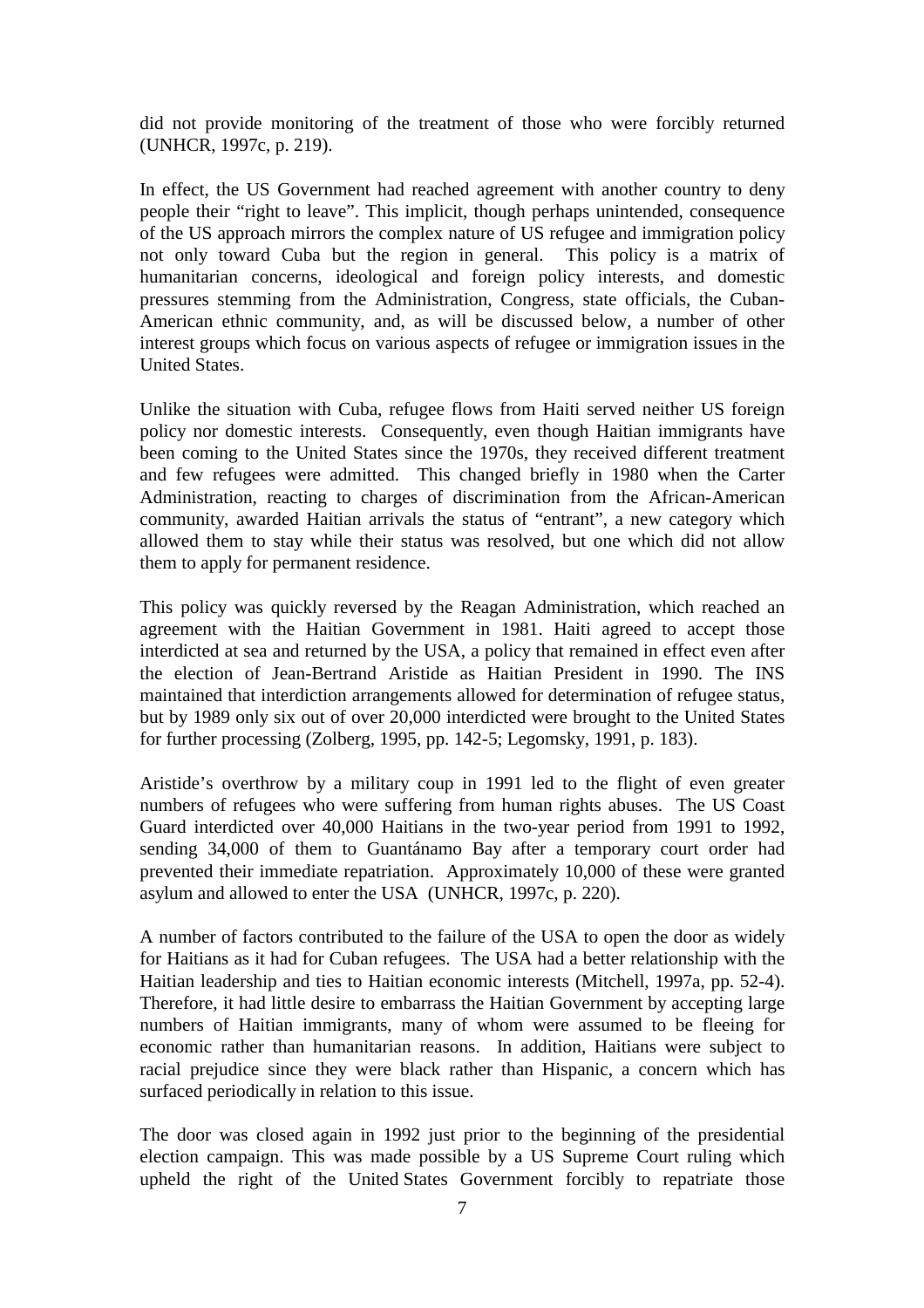did not provide monitoring of the treatment of those who were forcibly returned (UNHCR, 1997c, p. 219).

In effect, the US Government had reached agreement with another country to deny people their "right to leave". This implicit, though perhaps unintended, consequence of the US approach mirrors the complex nature of US refugee and immigration policy not only toward Cuba but the region in general. This policy is a matrix of humanitarian concerns, ideological and foreign policy interests, and domestic pressures stemming from the Administration, Congress, state officials, the Cuban-American ethnic community, and, as will be discussed below, a number of other interest groups which focus on various aspects of refugee or immigration issues in the United States.

Unlike the situation with Cuba, refugee flows from Haiti served neither US foreign policy nor domestic interests. Consequently, even though Haitian immigrants have been coming to the United States since the 1970s, they received different treatment and few refugees were admitted. This changed briefly in 1980 when the Carter Administration, reacting to charges of discrimination from the African-American community, awarded Haitian arrivals the status of "entrant", a new category which allowed them to stay while their status was resolved, but one which did not allow them to apply for permanent residence.

This policy was quickly reversed by the Reagan Administration, which reached an agreement with the Haitian Government in 1981. Haiti agreed to accept those interdicted at sea and returned by the USA, a policy that remained in effect even after the election of Jean-Bertrand Aristide as Haitian President in 1990. The INS maintained that interdiction arrangements allowed for determination of refugee status, but by 1989 only six out of over 20,000 interdicted were brought to the United States for further processing (Zolberg, 1995, pp. 142-5; Legomsky, 1991, p. 183).

Aristide's overthrow by a military coup in 1991 led to the flight of even greater numbers of refugees who were suffering from human rights abuses. The US Coast Guard interdicted over 40,000 Haitians in the two-year period from 1991 to 1992, sending 34,000 of them to Guantánamo Bay after a temporary court order had prevented their immediate repatriation. Approximately 10,000 of these were granted asylum and allowed to enter the USA (UNHCR, 1997c, p. 220).

A number of factors contributed to the failure of the USA to open the door as widely for Haitians as it had for Cuban refugees. The USA had a better relationship with the Haitian leadership and ties to Haitian economic interests (Mitchell, 1997a, pp. 52-4). Therefore, it had little desire to embarrass the Haitian Government by accepting large numbers of Haitian immigrants, many of whom were assumed to be fleeing for economic rather than humanitarian reasons. In addition, Haitians were subject to racial prejudice since they were black rather than Hispanic, a concern which has surfaced periodically in relation to this issue.

The door was closed again in 1992 just prior to the beginning of the presidential election campaign. This was made possible by a US Supreme Court ruling which upheld the right of the United States Government forcibly to repatriate those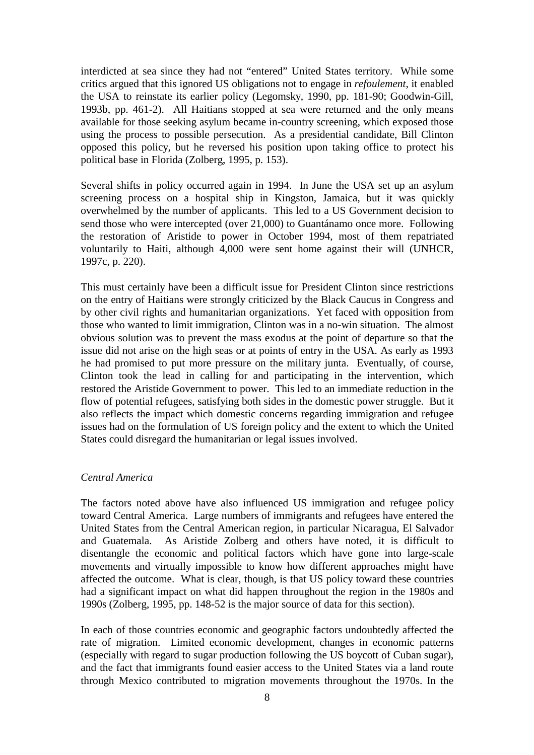interdicted at sea since they had not "entered" United States territory. While some critics argued that this ignored US obligations not to engage in *refoulement*, it enabled the USA to reinstate its earlier policy (Legomsky, 1990, pp. 181-90; Goodwin-Gill, 1993b, pp. 461-2). All Haitians stopped at sea were returned and the only means available for those seeking asylum became in-country screening, which exposed those using the process to possible persecution. As a presidential candidate, Bill Clinton opposed this policy, but he reversed his position upon taking office to protect his political base in Florida (Zolberg, 1995, p. 153).

Several shifts in policy occurred again in 1994. In June the USA set up an asylum screening process on a hospital ship in Kingston, Jamaica, but it was quickly overwhelmed by the number of applicants. This led to a US Government decision to send those who were intercepted (over 21,000) to Guantánamo once more. Following the restoration of Aristide to power in October 1994, most of them repatriated voluntarily to Haiti, although 4,000 were sent home against their will (UNHCR, 1997c, p. 220).

This must certainly have been a difficult issue for President Clinton since restrictions on the entry of Haitians were strongly criticized by the Black Caucus in Congress and by other civil rights and humanitarian organizations. Yet faced with opposition from those who wanted to limit immigration, Clinton was in a no-win situation. The almost obvious solution was to prevent the mass exodus at the point of departure so that the issue did not arise on the high seas or at points of entry in the USA. As early as 1993 he had promised to put more pressure on the military junta. Eventually, of course, Clinton took the lead in calling for and participating in the intervention, which restored the Aristide Government to power. This led to an immediate reduction in the flow of potential refugees, satisfying both sides in the domestic power struggle. But it also reflects the impact which domestic concerns regarding immigration and refugee issues had on the formulation of US foreign policy and the extent to which the United States could disregard the humanitarian or legal issues involved.

*Central America*

The factors noted above have also influenced US immigration and refugee policy toward Central America. Large numbers of immigrants and refugees have entered the United States from the Central American region, in particular Nicaragua, El Salvador and Guatemala. As Aristide Zolberg and others have noted, it is difficult to disentangle the economic and political factors which have gone into large-scale movements and virtually impossible to know how different approaches might have affected the outcome. What is clear, though, is that US policy toward these countries had a significant impact on what did happen throughout the region in the 1980s and 1990s (Zolberg, 1995, pp. 148-52 is the major source of data for this section).

In each of those countries economic and geographic factors undoubtedly affected the rate of migration. Limited economic development, changes in economic patterns (especially with regard to sugar production following the US boycott of Cuban sugar), and the fact that immigrants found easier access to the United States via a land route through Mexico contributed to migration movements throughout the 1970s. In the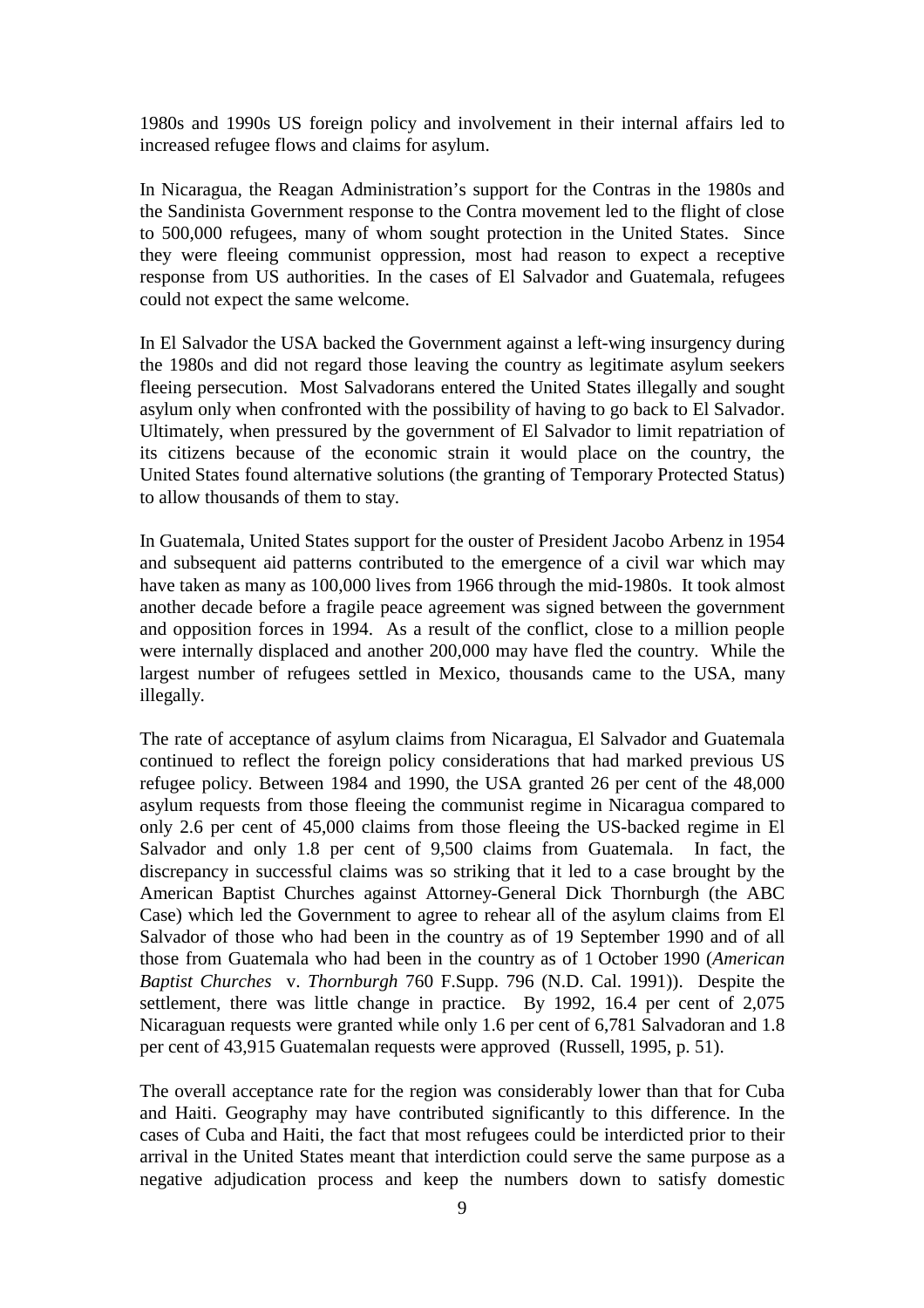1980s and 1990s US foreign policy and involvement in their internal affairs led to increased refugee flows and claims for asylum.

In Nicaragua, the Reagan Administration's support for the Contras in the 1980s and the Sandinista Government response to the Contra movement led to the flight of close to 500,000 refugees, many of whom sought protection in the United States. Since they were fleeing communist oppression, most had reason to expect a receptive response from US authorities. In the cases of El Salvador and Guatemala, refugees could not expect the same welcome.

In El Salvador the USA backed the Government against a left-wing insurgency during the 1980s and did not regard those leaving the country as legitimate asylum seekers fleeing persecution. Most Salvadorans entered the United States illegally and sought asylum only when confronted with the possibility of having to go back to El Salvador. Ultimately, when pressured by the government of El Salvador to limit repatriation of its citizens because of the economic strain it would place on the country, the United States found alternative solutions (the granting of Temporary Protected Status) to allow thousands of them to stay.

In Guatemala, United States support for the ouster of President Jacobo Arbenz in 1954 and subsequent aid patterns contributed to the emergence of a civil war which may have taken as many as 100,000 lives from 1966 through the mid-1980s. It took almost another decade before a fragile peace agreement was signed between the government and opposition forces in 1994. As a result of the conflict, close to a million people were internally displaced and another 200,000 may have fled the country. While the largest number of refugees settled in Mexico, thousands came to the USA, many illegally.

The rate of acceptance of asylum claims from Nicaragua, El Salvador and Guatemala continued to reflect the foreign policy considerations that had marked previous US refugee policy. Between 1984 and 1990, the USA granted 26 per cent of the 48,000 asylum requests from those fleeing the communist regime in Nicaragua compared to only 2.6 per cent of 45,000 claims from those fleeing the US-backed regime in El Salvador and only 1.8 per cent of 9,500 claims from Guatemala. In fact, the discrepancy in successful claims was so striking that it led to a case brought by the American Baptist Churches against Attorney-General Dick Thornburgh (the ABC Case) which led the Government to agree to rehear all of the asylum claims from El Salvador of those who had been in the country as of 19 September 1990 and of all those from Guatemala who had been in the country as of 1 October 1990 (*American Baptist Churches* v. *Thornburgh* 760 F.Supp. 796 (N.D. Cal. 1991)). Despite the settlement, there was little change in practice. By 1992, 16.4 per cent of 2,075 Nicaraguan requests were granted while only 1.6 per cent of 6,781 Salvadoran and 1.8 per cent of 43,915 Guatemalan requests were approved (Russell, 1995, p. 51).

The overall acceptance rate for the region was considerably lower than that for Cuba and Haiti. Geography may have contributed significantly to this difference. In the cases of Cuba and Haiti, the fact that most refugees could be interdicted prior to their arrival in the United States meant that interdiction could serve the same purpose as a negative adjudication process and keep the numbers down to satisfy domestic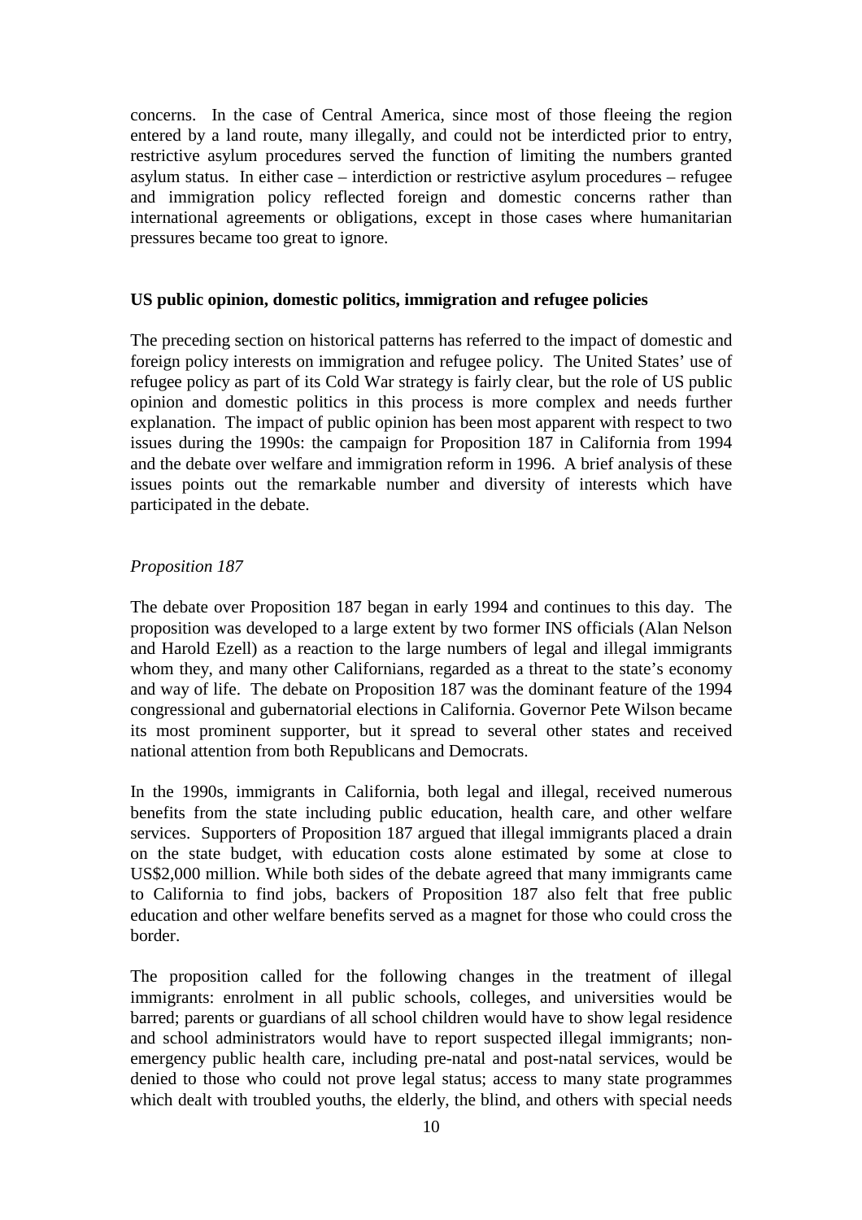concerns. In the case of Central America, since most of those fleeing the region entered by a land route, many illegally, and could not be interdicted prior to entry, restrictive asylum procedures served the function of limiting the numbers granted asylum status. In either case – interdiction or restrictive asylum procedures – refugee and immigration policy reflected foreign and domestic concerns rather than international agreements or obligations, except in those cases where humanitarian pressures became too great to ignore.

## US public opinion, domestic politics, immigration and refugee policies

The preceding section on historical patterns has referred to the impact of domestic and foreign policy interests on immigration and refugee policy. The United States' use of refugee policy as part of its Cold War strategy is fairly clear, but the role of US public opinion and domestic politics in this process is more complex and needs further explanation. The impact of public opinion has been most apparent with respect to two issues during the 1990s: the campaign for Proposition 187 in California from 1994 and the debate over welfare and immigration reform in 1996. A brief analysis of these issues points out the remarkable number and diversity of interests which have participated in the debate.

### *Proposition 187*

The debate over Proposition 187 began in early 1994 and continues to this day. The proposition was developed to a large extent by two former INS officials (Alan Nelson and Harold Ezell) as a reaction to the large numbers of legal and illegal immigrants whom they, and many other Californians, regarded as a threat to the state's economy and way of life. The debate on Proposition 187 was the dominant feature of the 1994 congressional and gubernatorial elections in California. Governor Pete Wilson became its most prominent supporter, but it spread to several other states and received national attention from both Republicans and Democrats.

In the 1990s, immigrants in California, both legal and illegal, received numerous benefits from the state including public education, health care, and other welfare services. Supporters of Proposition 187 argued that illegal immigrants placed a drain on the state budget, with education costs alone estimated by some at close to US$2,000 million. While both sides of the debate agreed that many immigrants came to California to find jobs, backers of Proposition 187 also felt that free public education and other welfare benefits served as a magnet for those who could cross the border.

The proposition called for the following changes in the treatment of illegal immigrants: enrolment in all public schools, colleges, and universities would be barred; parents or guardians of all school children would have to show legal residence and school administrators would have to report suspected illegal immigrants; non-emergency public health care, including pre-natal and post-natal services, would be denied to those who could not prove legal status; access to many state programmes which dealt with troubled youths, the elderly, the blind, and others with special needs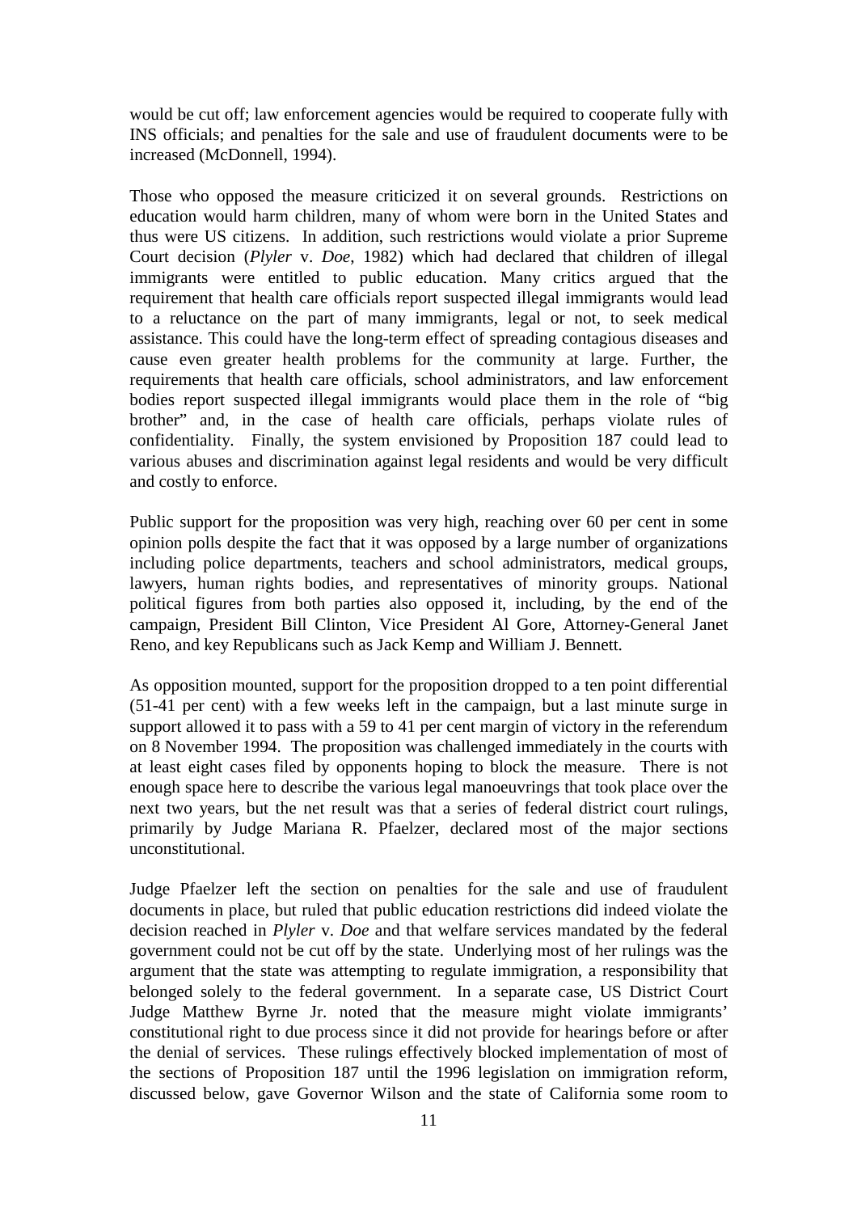would be cut off; law enforcement agencies would be required to cooperate fully with INS officials; and penalties for the sale and use of fraudulent documents were to be increased (McDonnell, 1994).

Those who opposed the measure criticized it on several grounds. Restrictions on education would harm children, many of whom were born in the United States and thus were US citizens. In addition, such restrictions would violate a prior Supreme Court decision (*Plyler* v. *Doe*, 1982) which had declared that children of illegal immigrants were entitled to public education. Many critics argued that the requirement that health care officials report suspected illegal immigrants would lead to a reluctance on the part of many immigrants, legal or not, to seek medical assistance. This could have the long-term effect of spreading contagious diseases and cause even greater health problems for the community at large. Further, the requirements that health care officials, school administrators, and law enforcement bodies report suspected illegal immigrants would place them in the role of "big brother" and, in the case of health care officials, perhaps violate rules of confidentiality. Finally, the system envisioned by Proposition 187 could lead to various abuses and discrimination against legal residents and would be very difficult and costly to enforce.

Public support for the proposition was very high, reaching over 60 per cent in some opinion polls despite the fact that it was opposed by a large number of organizations including police departments, teachers and school administrators, medical groups, lawyers, human rights bodies, and representatives of minority groups. National political figures from both parties also opposed it, including, by the end of the campaign, President Bill Clinton, Vice President Al Gore, Attorney-General Janet Reno, and key Republicans such as Jack Kemp and William J. Bennett.

As opposition mounted, support for the proposition dropped to a ten point differential (51-41 per cent) with a few weeks left in the campaign, but a last minute surge in support allowed it to pass with a 59 to 41 per cent margin of victory in the referendum on 8 November 1994. The proposition was challenged immediately in the courts with at least eight cases filed by opponents hoping to block the measure. There is not enough space here to describe the various legal manoeuvrings that took place over the next two years, but the net result was that a series of federal district court rulings, primarily by Judge Mariana R. Pfaelzer, declared most of the major sections unconstitutional.

Judge Pfaelzer left the section on penalties for the sale and use of fraudulent documents in place, but ruled that public education restrictions did indeed violate the decision reached in *Plyler* v. *Doe* and that welfare services mandated by the federal government could not be cut off by the state. Underlying most of her rulings was the argument that the state was attempting to regulate immigration, a responsibility that belonged solely to the federal government. In a separate case, US District Court Judge Matthew Byrne Jr. noted that the measure might violate immigrants' constitutional right to due process since it did not provide for hearings before or after the denial of services. These rulings effectively blocked implementation of most of the sections of Proposition 187 until the 1996 legislation on immigration reform, discussed below, gave Governor Wilson and the state of California some room to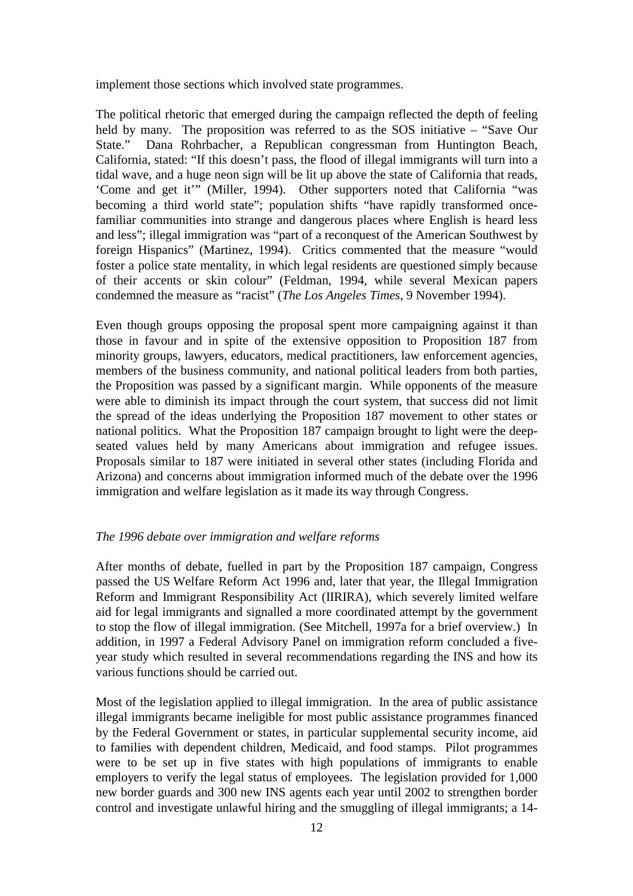implement those sections which involved state programmes.

The political rhetoric that emerged during the campaign reflected the depth of feeling held by many. The proposition was referred to as the SOS initiative – "Save Our State." Dana Rohrbacher, a Republican congressman from Huntington Beach, California, stated: "If this doesn't pass, the flood of illegal immigrants will turn into a tidal wave, and a huge neon sign will be lit up above the state of California that reads, 'Come and get it'" (Miller, 1994). Other supporters noted that California "was becoming a third world state"; population shifts "have rapidly transformed once-familiar communities into strange and dangerous places where English is heard less and less"; illegal immigration was "part of a reconquest of the American Southwest by foreign Hispanics" (Martinez, 1994). Critics commented that the measure "would foster a police state mentality, in which legal residents are questioned simply because of their accents or skin colour" (Feldman, 1994, while several Mexican papers condemned the measure as "racist" (*The Los Angeles Times,* 9 November 1994).

Even though groups opposing the proposal spent more campaigning against it than those in favour and in spite of the extensive opposition to Proposition 187 from minority groups, lawyers, educators, medical practitioners, law enforcement agencies, members of the business community, and national political leaders from both parties, the Proposition was passed by a significant margin. While opponents of the measure were able to diminish its impact through the court system, that success did not limit the spread of the ideas underlying the Proposition 187 movement to other states or national politics. What the Proposition 187 campaign brought to light were the deep-seated values held by many Americans about immigration and refugee issues. Proposals similar to 187 were initiated in several other states (including Florida and Arizona) and concerns about immigration informed much of the debate over the 1996 immigration and welfare legislation as it made its way through Congress.

*The 1996 debate over immigration and welfare reforms*

After months of debate, fuelled in part by the Proposition 187 campaign, Congress passed the US Welfare Reform Act 1996 and, later that year, the Illegal Immigration Reform and Immigrant Responsibility Act (IIRIRA), which severely limited welfare aid for legal immigrants and signalled a more coordinated attempt by the government to stop the flow of illegal immigration. (See Mitchell, 1997a for a brief overview.) In addition, in 1997 a Federal Advisory Panel on immigration reform concluded a five-year study which resulted in several recommendations regarding the INS and how its various functions should be carried out.

Most of the legislation applied to illegal immigration. In the area of public assistance illegal immigrants became ineligible for most public assistance programmes financed by the Federal Government or states, in particular supplemental security income, aid to families with dependent children, Medicaid, and food stamps. Pilot programmes were to be set up in five states with high populations of immigrants to enable employers to verify the legal status of employees. The legislation provided for 1,000 new border guards and 300 new INS agents each year until 2002 to strengthen border control and investigate unlawful hiring and the smuggling of illegal immigrants; a 14-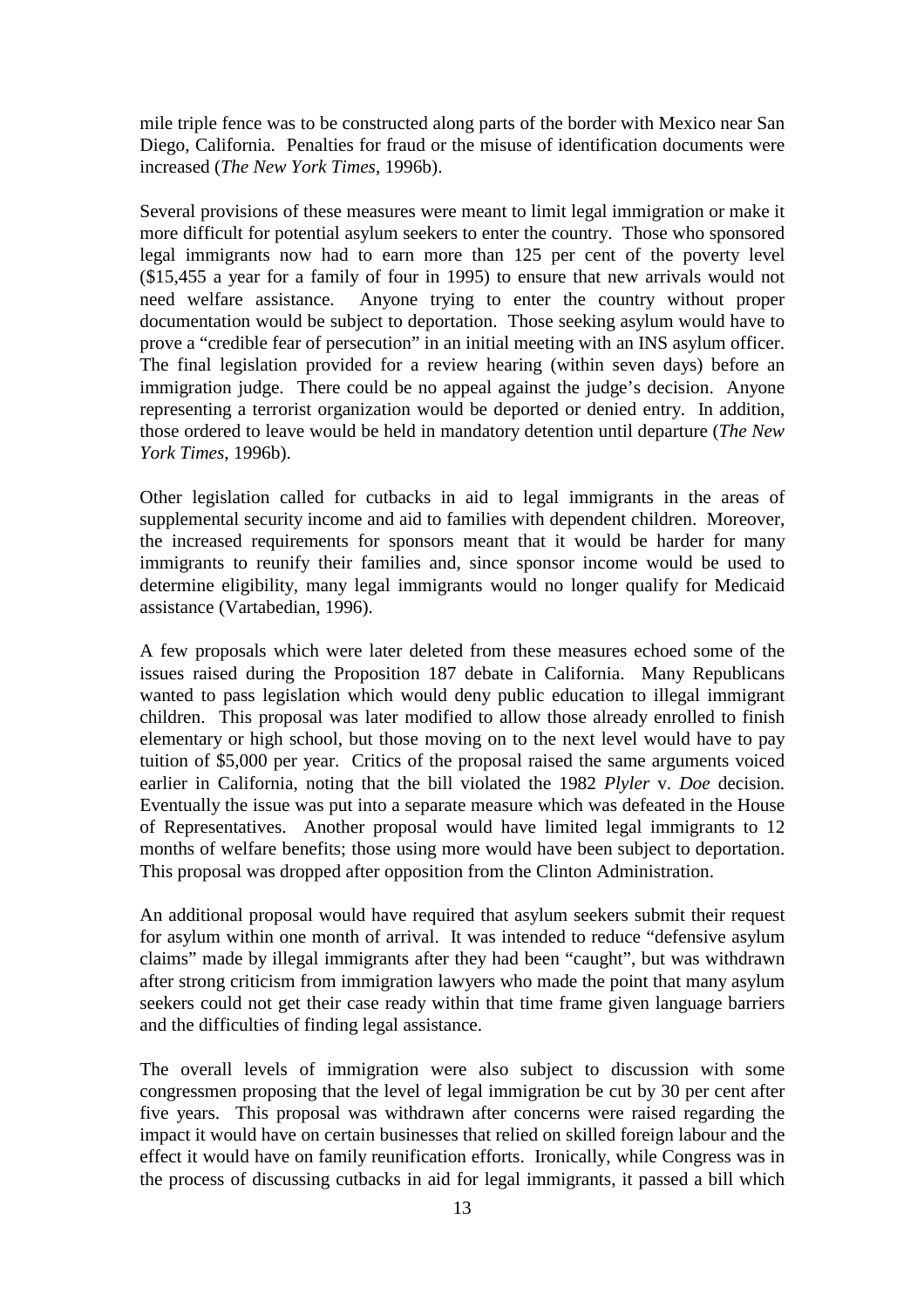mile triple fence was to be constructed along parts of the border with Mexico near San Diego, California. Penalties for fraud or the misuse of identification documents were increased (*The New York Times*, 1996b).

Several provisions of these measures were meant to limit legal immigration or make it more difficult for potential asylum seekers to enter the country. Those who sponsored legal immigrants now had to earn more than 125 per cent of the poverty level ($15,455 a year for a family of four in 1995) to ensure that new arrivals would not need welfare assistance. Anyone trying to enter the country without proper documentation would be subject to deportation. Those seeking asylum would have to prove a "credible fear of persecution" in an initial meeting with an INS asylum officer. The final legislation provided for a review hearing (within seven days) before an immigration judge. There could be no appeal against the judge's decision. Anyone representing a terrorist organization would be deported or denied entry. In addition, those ordered to leave would be held in mandatory detention until departure (*The New York Times*, 1996b).

Other legislation called for cutbacks in aid to legal immigrants in the areas of supplemental security income and aid to families with dependent children. Moreover, the increased requirements for sponsors meant that it would be harder for many immigrants to reunify their families and, since sponsor income would be used to determine eligibility, many legal immigrants would no longer qualify for Medicaid assistance (Vartabedian, 1996).

A few proposals which were later deleted from these measures echoed some of the issues raised during the Proposition 187 debate in California. Many Republicans wanted to pass legislation which would deny public education to illegal immigrant children. This proposal was later modified to allow those already enrolled to finish elementary or high school, but those moving on to the next level would have to pay tuition of $5,000 per year. Critics of the proposal raised the same arguments voiced earlier in California, noting that the bill violated the 1982 *Plyler* v. *Doe* decision. Eventually the issue was put into a separate measure which was defeated in the House of Representatives. Another proposal would have limited legal immigrants to 12 months of welfare benefits; those using more would have been subject to deportation. This proposal was dropped after opposition from the Clinton Administration.

An additional proposal would have required that asylum seekers submit their request for asylum within one month of arrival. It was intended to reduce "defensive asylum claims" made by illegal immigrants after they had been "caught", but was withdrawn after strong criticism from immigration lawyers who made the point that many asylum seekers could not get their case ready within that time frame given language barriers and the difficulties of finding legal assistance.

The overall levels of immigration were also subject to discussion with some congressmen proposing that the level of legal immigration be cut by 30 per cent after five years. This proposal was withdrawn after concerns were raised regarding the impact it would have on certain businesses that relied on skilled foreign labour and the effect it would have on family reunification efforts. Ironically, while Congress was in the process of discussing cutbacks in aid for legal immigrants, it passed a bill which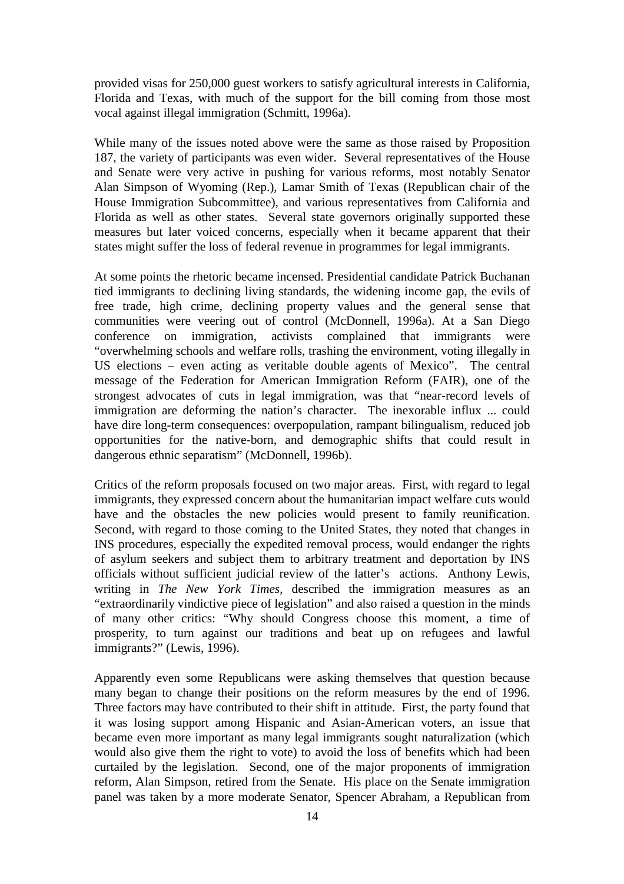provided visas for 250,000 guest workers to satisfy agricultural interests in California, Florida and Texas, with much of the support for the bill coming from those most vocal against illegal immigration (Schmitt, 1996a).

While many of the issues noted above were the same as those raised by Proposition 187, the variety of participants was even wider. Several representatives of the House and Senate were very active in pushing for various reforms, most notably Senator Alan Simpson of Wyoming (Rep.), Lamar Smith of Texas (Republican chair of the House Immigration Subcommittee), and various representatives from California and Florida as well as other states. Several state governors originally supported these measures but later voiced concerns, especially when it became apparent that their states might suffer the loss of federal revenue in programmes for legal immigrants.

At some points the rhetoric became incensed. Presidential candidate Patrick Buchanan tied immigrants to declining living standards, the widening income gap, the evils of free trade, high crime, declining property values and the general sense that communities were veering out of control (McDonnell, 1996a). At a San Diego conference on immigration, activists complained that immigrants were "overwhelming schools and welfare rolls, trashing the environment, voting illegally in US elections – even acting as veritable double agents of Mexico". The central message of the Federation for American Immigration Reform (FAIR), one of the strongest advocates of cuts in legal immigration, was that "near-record levels of immigration are deforming the nation's character. The inexorable influx ... could have dire long-term consequences: overpopulation, rampant bilingualism, reduced job opportunities for the native-born, and demographic shifts that could result in dangerous ethnic separatism" (McDonnell, 1996b).

Critics of the reform proposals focused on two major areas. First, with regard to legal immigrants, they expressed concern about the humanitarian impact welfare cuts would have and the obstacles the new policies would present to family reunification. Second, with regard to those coming to the United States, they noted that changes in INS procedures, especially the expedited removal process, would endanger the rights of asylum seekers and subject them to arbitrary treatment and deportation by INS officials without sufficient judicial review of the latter's actions. Anthony Lewis, writing in *The New York Times*, described the immigration measures as an "extraordinarily vindictive piece of legislation" and also raised a question in the minds of many other critics: "Why should Congress choose this moment, a time of prosperity, to turn against our traditions and beat up on refugees and lawful immigrants?" (Lewis, 1996).

Apparently even some Republicans were asking themselves that question because many began to change their positions on the reform measures by the end of 1996. Three factors may have contributed to their shift in attitude. First, the party found that it was losing support among Hispanic and Asian-American voters, an issue that became even more important as many legal immigrants sought naturalization (which would also give them the right to vote) to avoid the loss of benefits which had been curtailed by the legislation. Second, one of the major proponents of immigration reform, Alan Simpson, retired from the Senate. His place on the Senate immigration panel was taken by a more moderate Senator, Spencer Abraham, a Republican from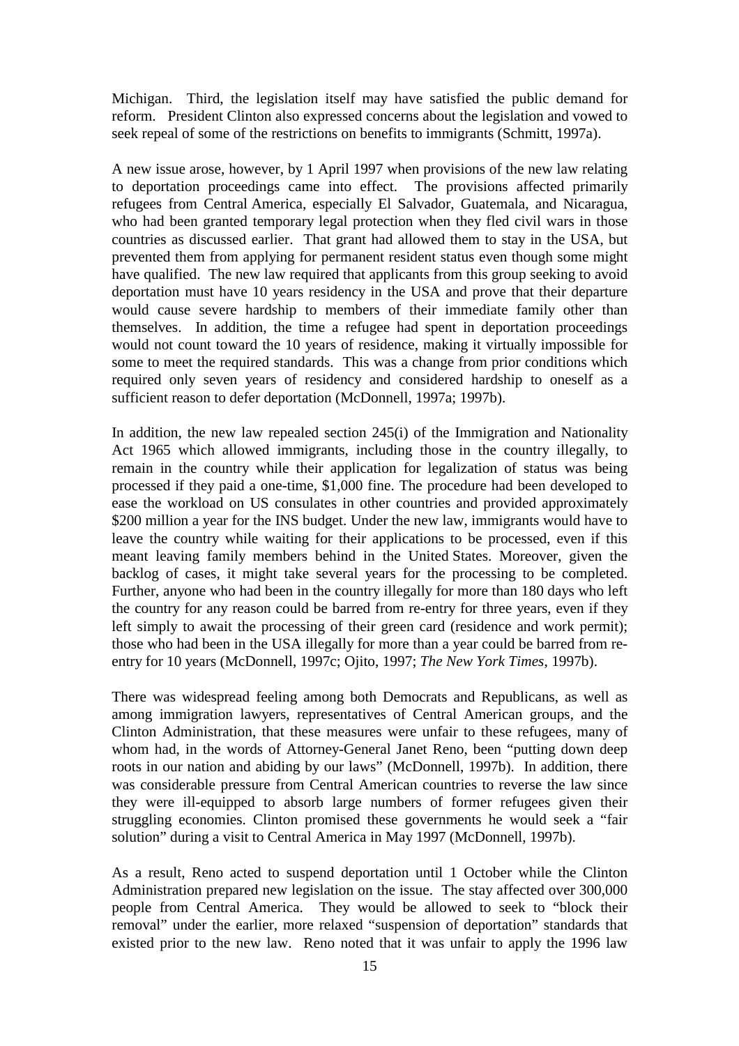Michigan. Third, the legislation itself may have satisfied the public demand for reform. President Clinton also expressed concerns about the legislation and vowed to seek repeal of some of the restrictions on benefits to immigrants (Schmitt, 1997a).

A new issue arose, however, by 1 April 1997 when provisions of the new law relating to deportation proceedings came into effect. The provisions affected primarily refugees from Central America, especially El Salvador, Guatemala, and Nicaragua, who had been granted temporary legal protection when they fled civil wars in those countries as discussed earlier. That grant had allowed them to stay in the USA, but prevented them from applying for permanent resident status even though some might have qualified. The new law required that applicants from this group seeking to avoid deportation must have 10 years residency in the USA and prove that their departure would cause severe hardship to members of their immediate family other than themselves. In addition, the time a refugee had spent in deportation proceedings would not count toward the 10 years of residence, making it virtually impossible for some to meet the required standards. This was a change from prior conditions which required only seven years of residency and considered hardship to oneself as a sufficient reason to defer deportation (McDonnell, 1997a; 1997b).

In addition, the new law repealed section 245(i) of the Immigration and Nationality Act 1965 which allowed immigrants, including those in the country illegally, to remain in the country while their application for legalization of status was being processed if they paid a one-time, $1,000 fine. The procedure had been developed to ease the workload on US consulates in other countries and provided approximately $200 million a year for the INS budget. Under the new law, immigrants would have to leave the country while waiting for their applications to be processed, even if this meant leaving family members behind in the United States. Moreover, given the backlog of cases, it might take several years for the processing to be completed. Further, anyone who had been in the country illegally for more than 180 days who left the country for any reason could be barred from re-entry for three years, even if they left simply to await the processing of their green card (residence and work permit); those who had been in the USA illegally for more than a year could be barred from re-entry for 10 years (McDonnell, 1997c; Ojito, 1997; *The New York Times*, 1997b).

There was widespread feeling among both Democrats and Republicans, as well as among immigration lawyers, representatives of Central American groups, and the Clinton Administration, that these measures were unfair to these refugees, many of whom had, in the words of Attorney-General Janet Reno, been "putting down deep roots in our nation and abiding by our laws" (McDonnell, 1997b). In addition, there was considerable pressure from Central American countries to reverse the law since they were ill-equipped to absorb large numbers of former refugees given their struggling economies. Clinton promised these governments he would seek a "fair solution" during a visit to Central America in May 1997 (McDonnell, 1997b).

As a result, Reno acted to suspend deportation until 1 October while the Clinton Administration prepared new legislation on the issue. The stay affected over 300,000 people from Central America. They would be allowed to seek to "block their removal" under the earlier, more relaxed "suspension of deportation" standards that existed prior to the new law. Reno noted that it was unfair to apply the 1996 law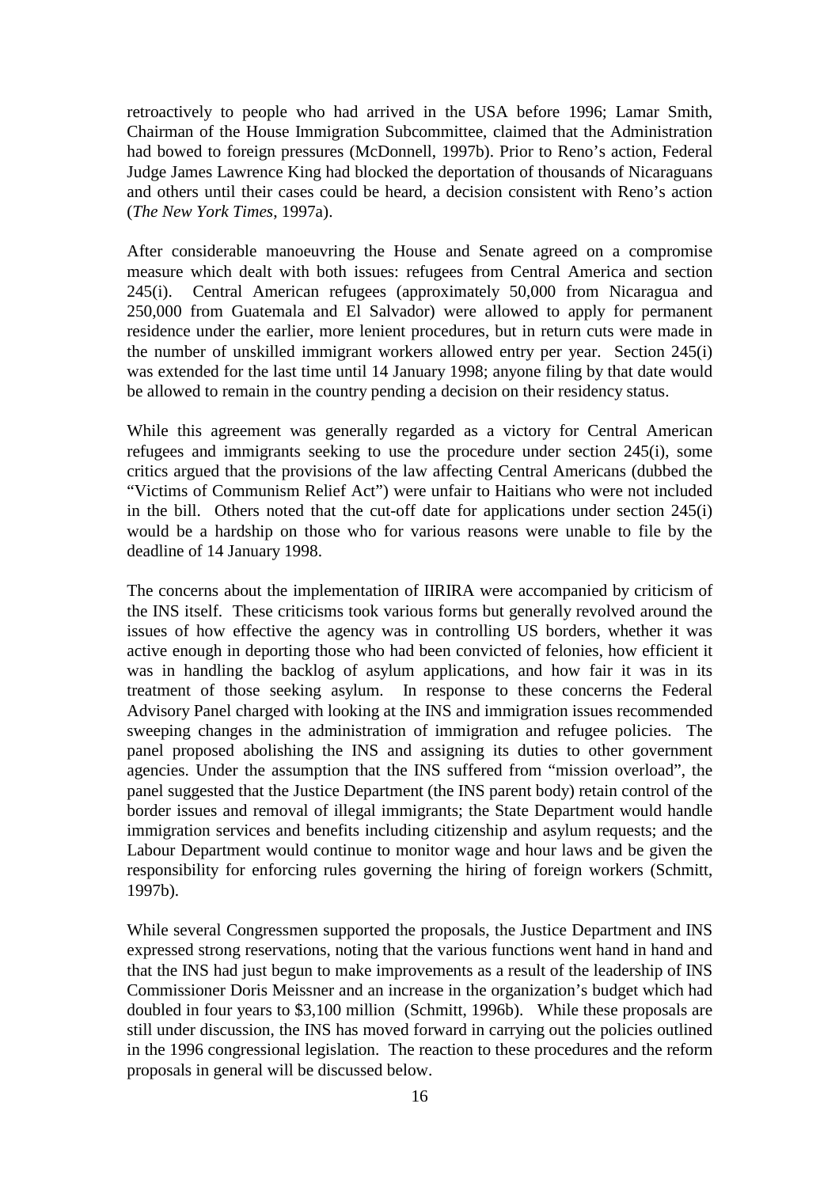retroactively to people who had arrived in the USA before 1996; Lamar Smith, Chairman of the House Immigration Subcommittee, claimed that the Administration had bowed to foreign pressures (McDonnell, 1997b). Prior to Reno's action, Federal Judge James Lawrence King had blocked the deportation of thousands of Nicaraguans and others until their cases could be heard, a decision consistent with Reno's action (*The New York Times*, 1997a).

After considerable manoeuvring the House and Senate agreed on a compromise measure which dealt with both issues: refugees from Central America and section 245(i). Central American refugees (approximately 50,000 from Nicaragua and 250,000 from Guatemala and El Salvador) were allowed to apply for permanent residence under the earlier, more lenient procedures, but in return cuts were made in the number of unskilled immigrant workers allowed entry per year. Section 245(i) was extended for the last time until 14 January 1998; anyone filing by that date would be allowed to remain in the country pending a decision on their residency status.

While this agreement was generally regarded as a victory for Central American refugees and immigrants seeking to use the procedure under section 245(i), some critics argued that the provisions of the law affecting Central Americans (dubbed the "Victims of Communism Relief Act") were unfair to Haitians who were not included in the bill. Others noted that the cut-off date for applications under section 245(i) would be a hardship on those who for various reasons were unable to file by the deadline of 14 January 1998.

The concerns about the implementation of IIRIRA were accompanied by criticism of the INS itself. These criticisms took various forms but generally revolved around the issues of how effective the agency was in controlling US borders, whether it was active enough in deporting those who had been convicted of felonies, how efficient it was in handling the backlog of asylum applications, and how fair it was in its treatment of those seeking asylum. In response to these concerns the Federal Advisory Panel charged with looking at the INS and immigration issues recommended sweeping changes in the administration of immigration and refugee policies. The panel proposed abolishing the INS and assigning its duties to other government agencies. Under the assumption that the INS suffered from "mission overload", the panel suggested that the Justice Department (the INS parent body) retain control of the border issues and removal of illegal immigrants; the State Department would handle immigration services and benefits including citizenship and asylum requests; and the Labour Department would continue to monitor wage and hour laws and be given the responsibility for enforcing rules governing the hiring of foreign workers (Schmitt, 1997b).

While several Congressmen supported the proposals, the Justice Department and INS expressed strong reservations, noting that the various functions went hand in hand and that the INS had just begun to make improvements as a result of the leadership of INS Commissioner Doris Meissner and an increase in the organization's budget which had doubled in four years to $3,100 million (Schmitt, 1996b). While these proposals are still under discussion, the INS has moved forward in carrying out the policies outlined in the 1996 congressional legislation. The reaction to these procedures and the reform proposals in general will be discussed below.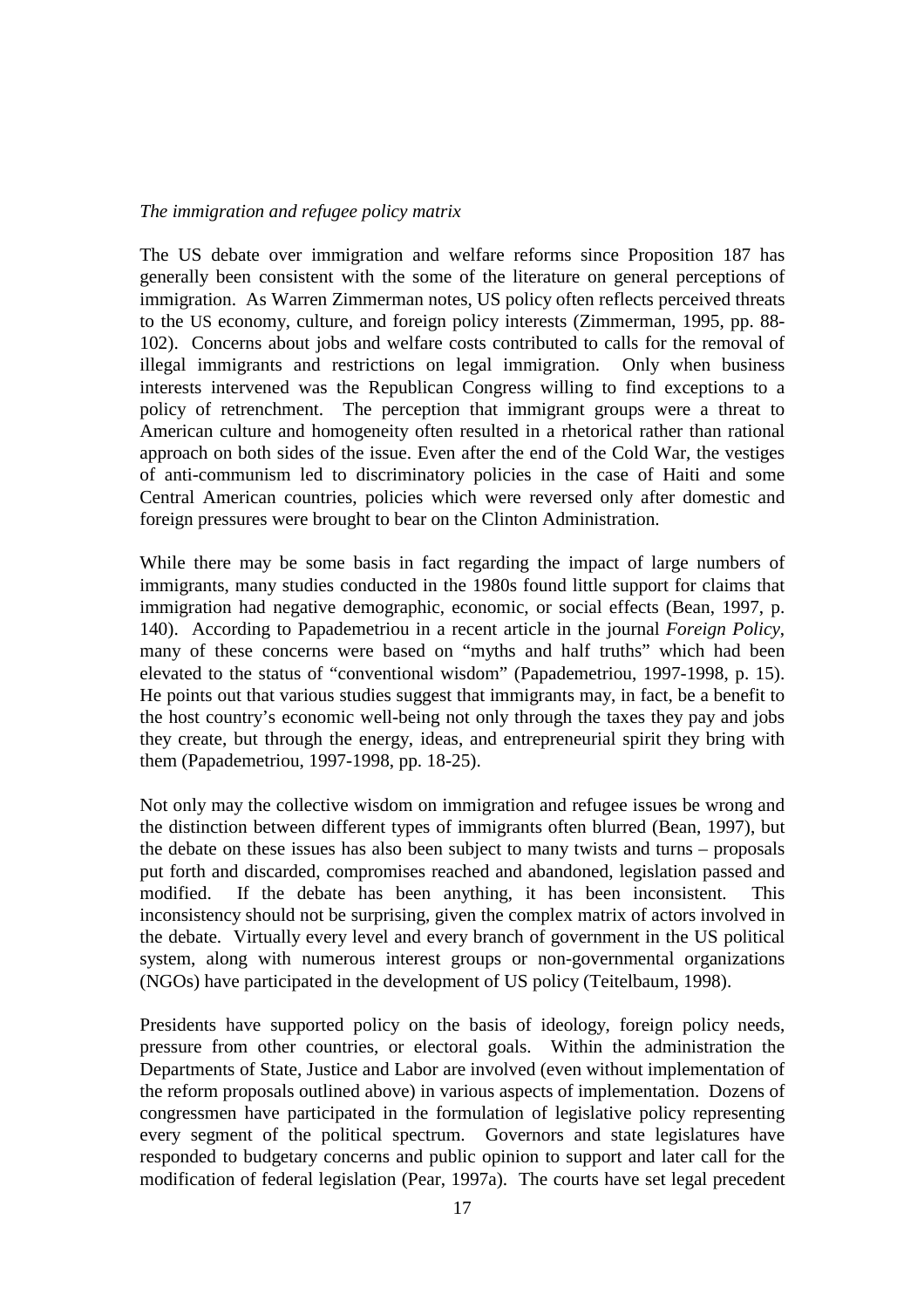*The immigration and refugee policy matrix*

The US debate over immigration and welfare reforms since Proposition 187 has generally been consistent with the some of the literature on general perceptions of immigration. As Warren Zimmerman notes, US policy often reflects perceived threats to the US economy, culture, and foreign policy interests (Zimmerman, 1995, pp. 88-102). Concerns about jobs and welfare costs contributed to calls for the removal of illegal immigrants and restrictions on legal immigration. Only when business interests intervened was the Republican Congress willing to find exceptions to a policy of retrenchment. The perception that immigrant groups were a threat to American culture and homogeneity often resulted in a rhetorical rather than rational approach on both sides of the issue. Even after the end of the Cold War, the vestiges of anti-communism led to discriminatory policies in the case of Haiti and some Central American countries, policies which were reversed only after domestic and foreign pressures were brought to bear on the Clinton Administration.

While there may be some basis in fact regarding the impact of large numbers of immigrants, many studies conducted in the 1980s found little support for claims that immigration had negative demographic, economic, or social effects (Bean, 1997, p. 140). According to Papademetriou in a recent article in the journal *Foreign Policy*, many of these concerns were based on "myths and half truths" which had been elevated to the status of "conventional wisdom" (Papademetriou, 1997-1998, p. 15). He points out that various studies suggest that immigrants may, in fact, be a benefit to the host country's economic well-being not only through the taxes they pay and jobs they create, but through the energy, ideas, and entrepreneurial spirit they bring with them (Papademetriou, 1997-1998, pp. 18-25).

Not only may the collective wisdom on immigration and refugee issues be wrong and the distinction between different types of immigrants often blurred (Bean, 1997), but the debate on these issues has also been subject to many twists and turns – proposals put forth and discarded, compromises reached and abandoned, legislation passed and modified. If the debate has been anything, it has been inconsistent. This inconsistency should not be surprising, given the complex matrix of actors involved in the debate. Virtually every level and every branch of government in the US political system, along with numerous interest groups or non-governmental organizations (NGOs) have participated in the development of US policy (Teitelbaum, 1998).

Presidents have supported policy on the basis of ideology, foreign policy needs, pressure from other countries, or electoral goals. Within the administration the Departments of State, Justice and Labor are involved (even without implementation of the reform proposals outlined above) in various aspects of implementation. Dozens of congressmen have participated in the formulation of legislative policy representing every segment of the political spectrum. Governors and state legislatures have responded to budgetary concerns and public opinion to support and later call for the modification of federal legislation (Pear, 1997a). The courts have set legal precedent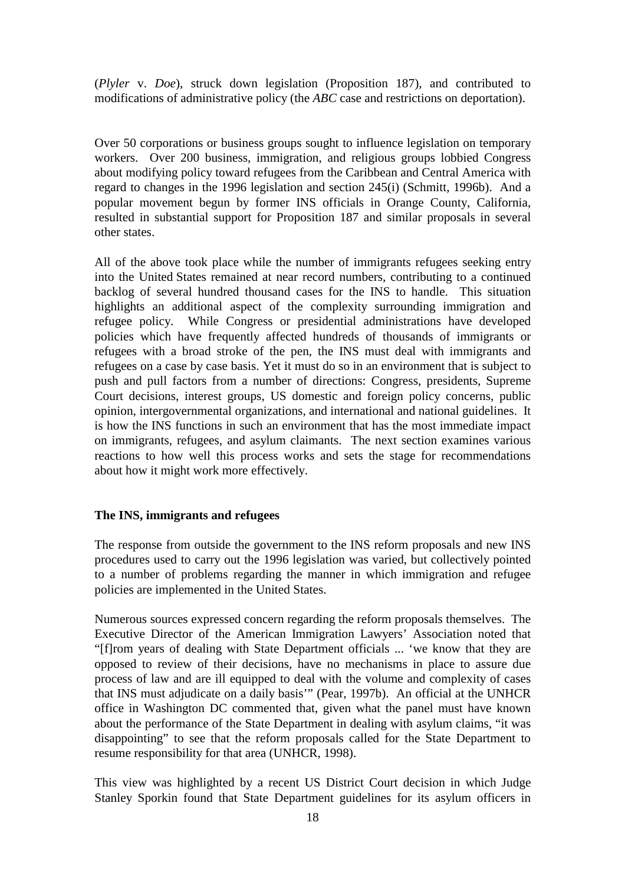(*Plyler* v. *Doe*), struck down legislation (Proposition 187), and contributed to modifications of administrative policy (the *ABC* case and restrictions on deportation).

Over 50 corporations or business groups sought to influence legislation on temporary workers. Over 200 business, immigration, and religious groups lobbied Congress about modifying policy toward refugees from the Caribbean and Central America with regard to changes in the 1996 legislation and section 245(i) (Schmitt, 1996b). And a popular movement begun by former INS officials in Orange County, California, resulted in substantial support for Proposition 187 and similar proposals in several other states.

All of the above took place while the number of immigrants refugees seeking entry into the United States remained at near record numbers, contributing to a continued backlog of several hundred thousand cases for the INS to handle. This situation highlights an additional aspect of the complexity surrounding immigration and refugee policy. While Congress or presidential administrations have developed policies which have frequently affected hundreds of thousands of immigrants or refugees with a broad stroke of the pen, the INS must deal with immigrants and refugees on a case by case basis. Yet it must do so in an environment that is subject to push and pull factors from a number of directions: Congress, presidents, Supreme Court decisions, interest groups, US domestic and foreign policy concerns, public opinion, intergovernmental organizations, and international and national guidelines. It is how the INS functions in such an environment that has the most immediate impact on immigrants, refugees, and asylum claimants. The next section examines various reactions to how well this process works and sets the stage for recommendations about how it might work more effectively.

**The INS, immigrants and refugees**

The response from outside the government to the INS reform proposals and new INS procedures used to carry out the 1996 legislation was varied, but collectively pointed to a number of problems regarding the manner in which immigration and refugee policies are implemented in the United States.

Numerous sources expressed concern regarding the reform proposals themselves. The Executive Director of the American Immigration Lawyers' Association noted that "[f]rom years of dealing with State Department officials ... 'we know that they are opposed to review of their decisions, have no mechanisms in place to assure due process of law and are ill equipped to deal with the volume and complexity of cases that INS must adjudicate on a daily basis'" (Pear, 1997b). An official at the UNHCR office in Washington DC commented that, given what the panel must have known about the performance of the State Department in dealing with asylum claims, "it was disappointing" to see that the reform proposals called for the State Department to resume responsibility for that area (UNHCR, 1998).

This view was highlighted by a recent US District Court decision in which Judge Stanley Sporkin found that State Department guidelines for its asylum officers in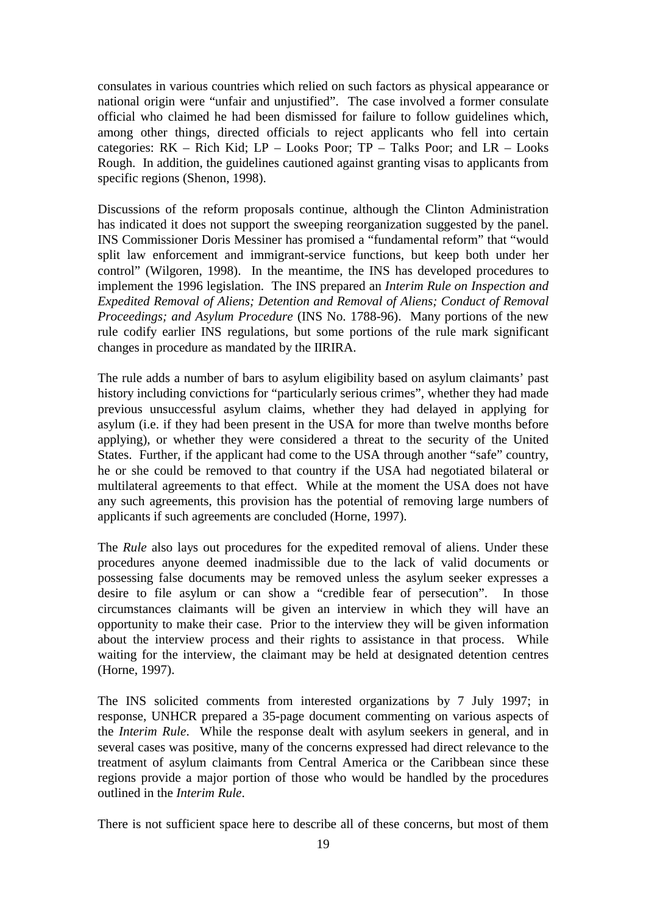consulates in various countries which relied on such factors as physical appearance or national origin were "unfair and unjustified". The case involved a former consulate official who claimed he had been dismissed for failure to follow guidelines which, among other things, directed officials to reject applicants who fell into certain categories: RK – Rich Kid; LP – Looks Poor; TP – Talks Poor; and LR – Looks Rough. In addition, the guidelines cautioned against granting visas to applicants from specific regions (Shenon, 1998).

Discussions of the reform proposals continue, although the Clinton Administration has indicated it does not support the sweeping reorganization suggested by the panel. INS Commissioner Doris Messiner has promised a "fundamental reform" that "would split law enforcement and immigrant-service functions, but keep both under her control" (Wilgoren, 1998). In the meantime, the INS has developed procedures to implement the 1996 legislation. The INS prepared an *Interim Rule on Inspection and Expedited Removal of Aliens; Detention and Removal of Aliens; Conduct of Removal Proceedings; and Asylum Procedure* (INS No. 1788-96). Many portions of the new rule codify earlier INS regulations, but some portions of the rule mark significant changes in procedure as mandated by the IIRIRA.

The rule adds a number of bars to asylum eligibility based on asylum claimants' past history including convictions for "particularly serious crimes", whether they had made previous unsuccessful asylum claims, whether they had delayed in applying for asylum (i.e. if they had been present in the USA for more than twelve months before applying), or whether they were considered a threat to the security of the United States. Further, if the applicant had come to the USA through another "safe" country, he or she could be removed to that country if the USA had negotiated bilateral or multilateral agreements to that effect. While at the moment the USA does not have any such agreements, this provision has the potential of removing large numbers of applicants if such agreements are concluded (Horne, 1997).

The *Rule* also lays out procedures for the expedited removal of aliens. Under these procedures anyone deemed inadmissible due to the lack of valid documents or possessing false documents may be removed unless the asylum seeker expresses a desire to file asylum or can show a "credible fear of persecution". In those circumstances claimants will be given an interview in which they will have an opportunity to make their case. Prior to the interview they will be given information about the interview process and their rights to assistance in that process. While waiting for the interview, the claimant may be held at designated detention centres (Horne, 1997).

The INS solicited comments from interested organizations by 7 July 1997; in response, UNHCR prepared a 35-page document commenting on various aspects of the *Interim Rule*. While the response dealt with asylum seekers in general, and in several cases was positive, many of the concerns expressed had direct relevance to the treatment of asylum claimants from Central America or the Caribbean since these regions provide a major portion of those who would be handled by the procedures outlined in the *Interim Rule*.

There is not sufficient space here to describe all of these concerns, but most of them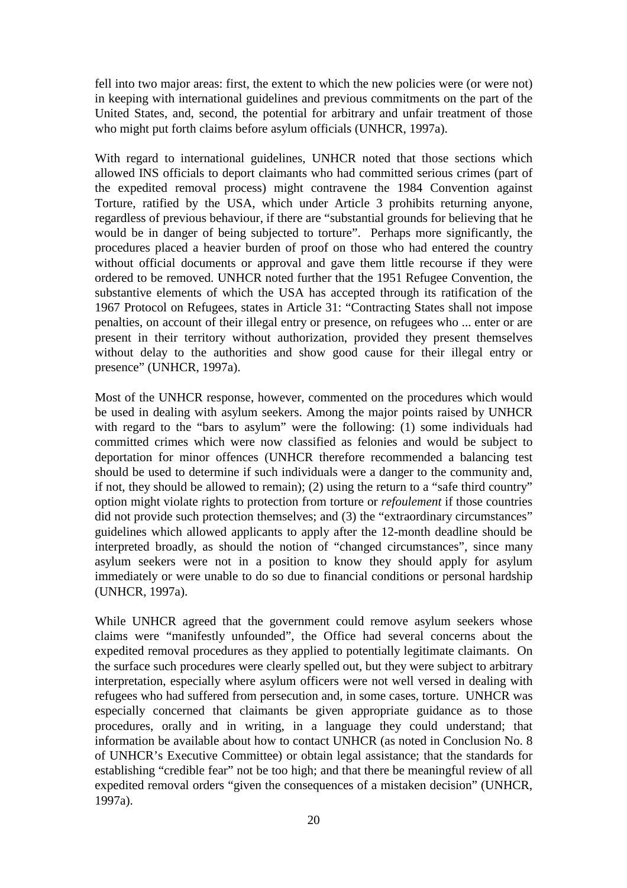fell into two major areas: first, the extent to which the new policies were (or were not) in keeping with international guidelines and previous commitments on the part of the United States, and, second, the potential for arbitrary and unfair treatment of those who might put forth claims before asylum officials (UNHCR, 1997a).

With regard to international guidelines, UNHCR noted that those sections which allowed INS officials to deport claimants who had committed serious crimes (part of the expedited removal process) might contravene the 1984 Convention against Torture, ratified by the USA, which under Article 3 prohibits returning anyone, regardless of previous behaviour, if there are "substantial grounds for believing that he would be in danger of being subjected to torture". Perhaps more significantly, the procedures placed a heavier burden of proof on those who had entered the country without official documents or approval and gave them little recourse if they were ordered to be removed. UNHCR noted further that the 1951 Refugee Convention, the substantive elements of which the USA has accepted through its ratification of the 1967 Protocol on Refugees, states in Article 31: "Contracting States shall not impose penalties, on account of their illegal entry or presence, on refugees who ... enter or are present in their territory without authorization, provided they present themselves without delay to the authorities and show good cause for their illegal entry or presence" (UNHCR, 1997a).

Most of the UNHCR response, however, commented on the procedures which would be used in dealing with asylum seekers. Among the major points raised by UNHCR with regard to the "bars to asylum" were the following: (1) some individuals had committed crimes which were now classified as felonies and would be subject to deportation for minor offences (UNHCR therefore recommended a balancing test should be used to determine if such individuals were a danger to the community and, if not, they should be allowed to remain); (2) using the return to a "safe third country" option might violate rights to protection from torture or *refoulement* if those countries did not provide such protection themselves; and (3) the "extraordinary circumstances" guidelines which allowed applicants to apply after the 12-month deadline should be interpreted broadly, as should the notion of "changed circumstances", since many asylum seekers were not in a position to know they should apply for asylum immediately or were unable to do so due to financial conditions or personal hardship (UNHCR, 1997a).

While UNHCR agreed that the government could remove asylum seekers whose claims were "manifestly unfounded", the Office had several concerns about the expedited removal procedures as they applied to potentially legitimate claimants. On the surface such procedures were clearly spelled out, but they were subject to arbitrary interpretation, especially where asylum officers were not well versed in dealing with refugees who had suffered from persecution and, in some cases, torture. UNHCR was especially concerned that claimants be given appropriate guidance as to those procedures, orally and in writing, in a language they could understand; that information be available about how to contact UNHCR (as noted in Conclusion No. 8 of UNHCR's Executive Committee) or obtain legal assistance; that the standards for establishing "credible fear" not be too high; and that there be meaningful review of all expedited removal orders "given the consequences of a mistaken decision" (UNHCR, 1997a).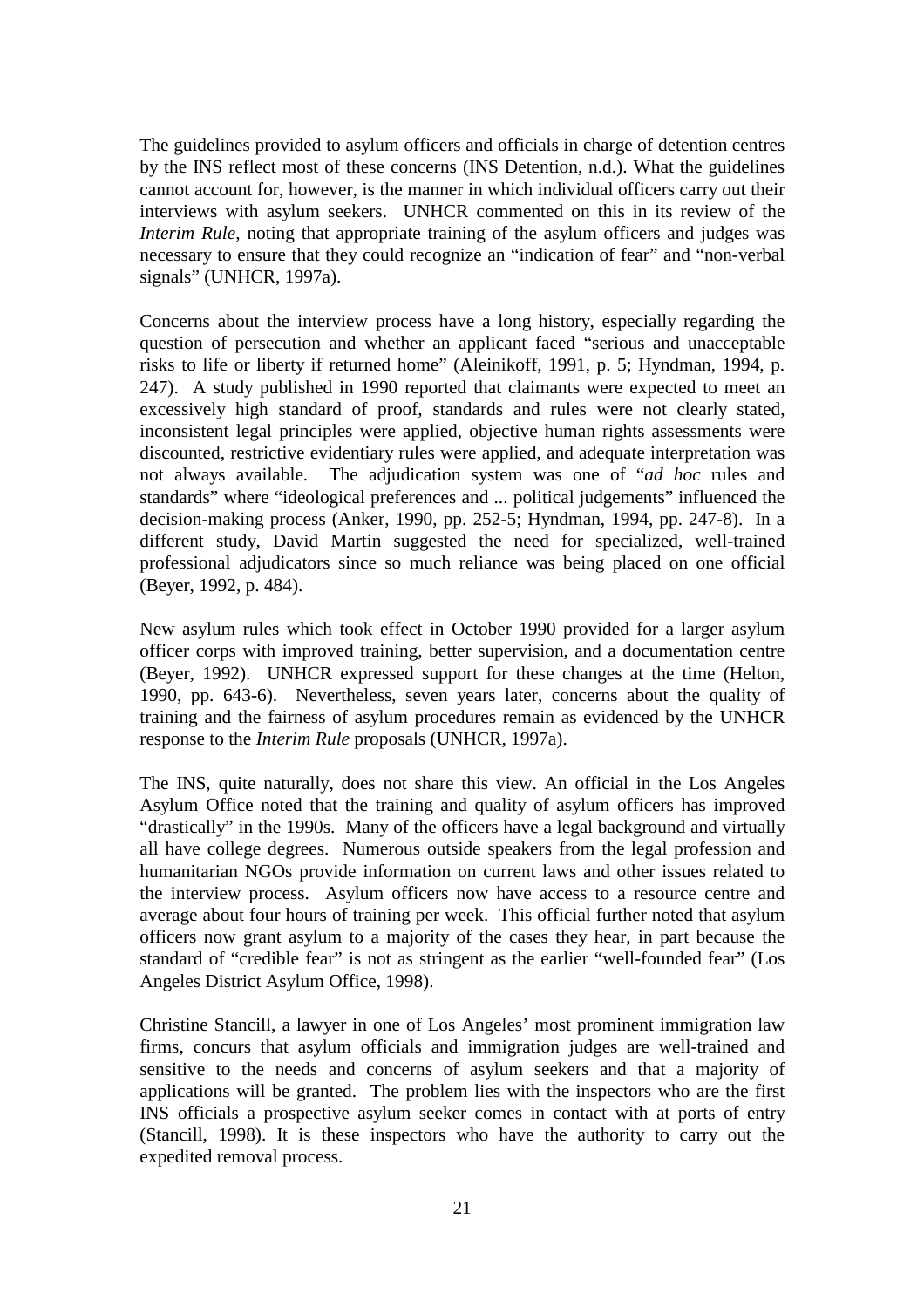The guidelines provided to asylum officers and officials in charge of detention centres by the INS reflect most of these concerns (INS Detention, n.d.). What the guidelines cannot account for, however, is the manner in which individual officers carry out their interviews with asylum seekers. UNHCR commented on this in its review of the *Interim Rule*, noting that appropriate training of the asylum officers and judges was necessary to ensure that they could recognize an "indication of fear" and "non-verbal signals" (UNHCR, 1997a).

Concerns about the interview process have a long history, especially regarding the question of persecution and whether an applicant faced "serious and unacceptable risks to life or liberty if returned home" (Aleinikoff, 1991, p. 5; Hyndman, 1994, p. 247). A study published in 1990 reported that claimants were expected to meet an excessively high standard of proof, standards and rules were not clearly stated, inconsistent legal principles were applied, objective human rights assessments were discounted, restrictive evidentiary rules were applied, and adequate interpretation was not always available. The adjudication system was one of "*ad hoc* rules and standards" where "ideological preferences and ... political judgements" influenced the decision-making process (Anker, 1990, pp. 252-5; Hyndman, 1994, pp. 247-8). In a different study, David Martin suggested the need for specialized, well-trained professional adjudicators since so much reliance was being placed on one official (Beyer, 1992, p. 484).

New asylum rules which took effect in October 1990 provided for a larger asylum officer corps with improved training, better supervision, and a documentation centre (Beyer, 1992). UNHCR expressed support for these changes at the time (Helton, 1990, pp. 643-6). Nevertheless, seven years later, concerns about the quality of training and the fairness of asylum procedures remain as evidenced by the UNHCR response to the *Interim Rule* proposals (UNHCR, 1997a).

The INS, quite naturally, does not share this view. An official in the Los Angeles Asylum Office noted that the training and quality of asylum officers has improved "drastically" in the 1990s. Many of the officers have a legal background and virtually all have college degrees. Numerous outside speakers from the legal profession and humanitarian NGOs provide information on current laws and other issues related to the interview process. Asylum officers now have access to a resource centre and average about four hours of training per week. This official further noted that asylum officers now grant asylum to a majority of the cases they hear, in part because the standard of "credible fear" is not as stringent as the earlier "well-founded fear" (Los Angeles District Asylum Office, 1998).

Christine Stancill, a lawyer in one of Los Angeles' most prominent immigration law firms, concurs that asylum officials and immigration judges are well-trained and sensitive to the needs and concerns of asylum seekers and that a majority of applications will be granted. The problem lies with the inspectors who are the first INS officials a prospective asylum seeker comes in contact with at ports of entry (Stancill, 1998). It is these inspectors who have the authority to carry out the expedited removal process.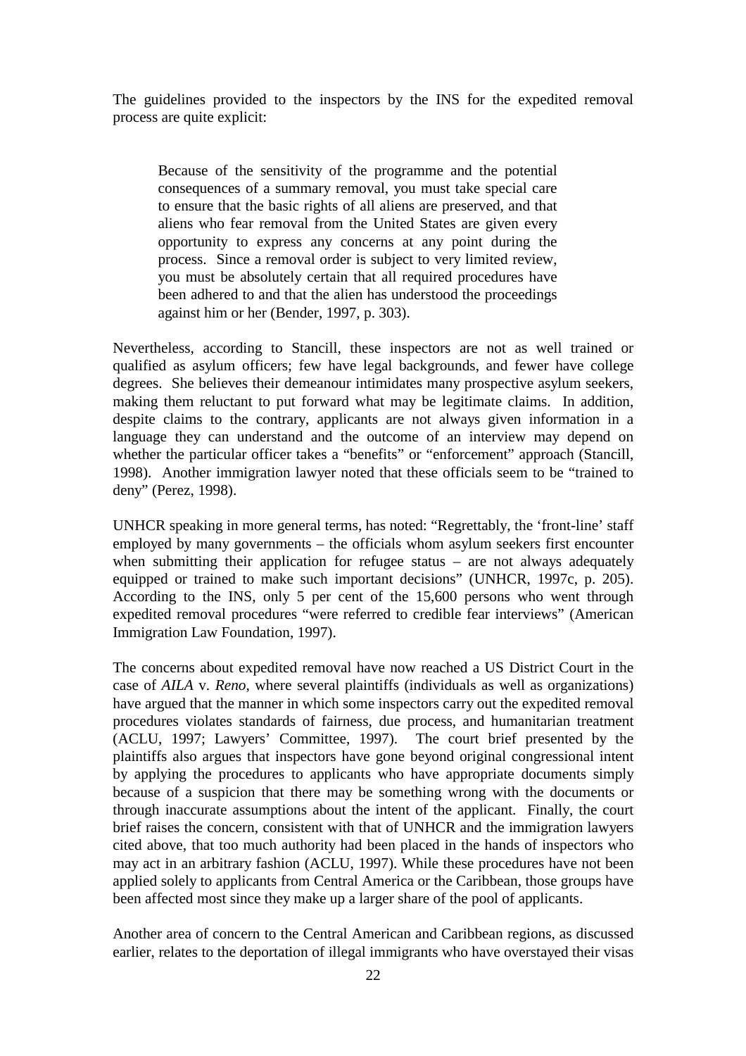The guidelines provided to the inspectors by the INS for the expedited removal process are quite explicit:

> Because of the sensitivity of the programme and the potential consequences of a summary removal, you must take special care to ensure that the basic rights of all aliens are preserved, and that aliens who fear removal from the United States are given every opportunity to express any concerns at any point during the process. Since a removal order is subject to very limited review, you must be absolutely certain that all required procedures have been adhered to and that the alien has understood the proceedings against him or her (Bender, 1997, p. 303).

Nevertheless, according to Stancill, these inspectors are not as well trained or qualified as asylum officers; few have legal backgrounds, and fewer have college degrees. She believes their demeanour intimidates many prospective asylum seekers, making them reluctant to put forward what may be legitimate claims. In addition, despite claims to the contrary, applicants are not always given information in a language they can understand and the outcome of an interview may depend on whether the particular officer takes a "benefits" or "enforcement" approach (Stancill, 1998). Another immigration lawyer noted that these officials seem to be "trained to deny" (Perez, 1998).

UNHCR speaking in more general terms, has noted: "Regrettably, the 'front-line' staff employed by many governments – the officials whom asylum seekers first encounter when submitting their application for refugee status – are not always adequately equipped or trained to make such important decisions" (UNHCR, 1997c, p. 205). According to the INS, only 5 per cent of the 15,600 persons who went through expedited removal procedures "were referred to credible fear interviews" (American Immigration Law Foundation, 1997).

The concerns about expedited removal have now reached a US District Court in the case of *AILA* v. *Reno*, where several plaintiffs (individuals as well as organizations) have argued that the manner in which some inspectors carry out the expedited removal procedures violates standards of fairness, due process, and humanitarian treatment (ACLU, 1997; Lawyers' Committee, 1997). The court brief presented by the plaintiffs also argues that inspectors have gone beyond original congressional intent by applying the procedures to applicants who have appropriate documents simply because of a suspicion that there may be something wrong with the documents or through inaccurate assumptions about the intent of the applicant. Finally, the court brief raises the concern, consistent with that of UNHCR and the immigration lawyers cited above, that too much authority had been placed in the hands of inspectors who may act in an arbitrary fashion (ACLU, 1997). While these procedures have not been applied solely to applicants from Central America or the Caribbean, those groups have been affected most since they make up a larger share of the pool of applicants.

Another area of concern to the Central American and Caribbean regions, as discussed earlier, relates to the deportation of illegal immigrants who have overstayed their visas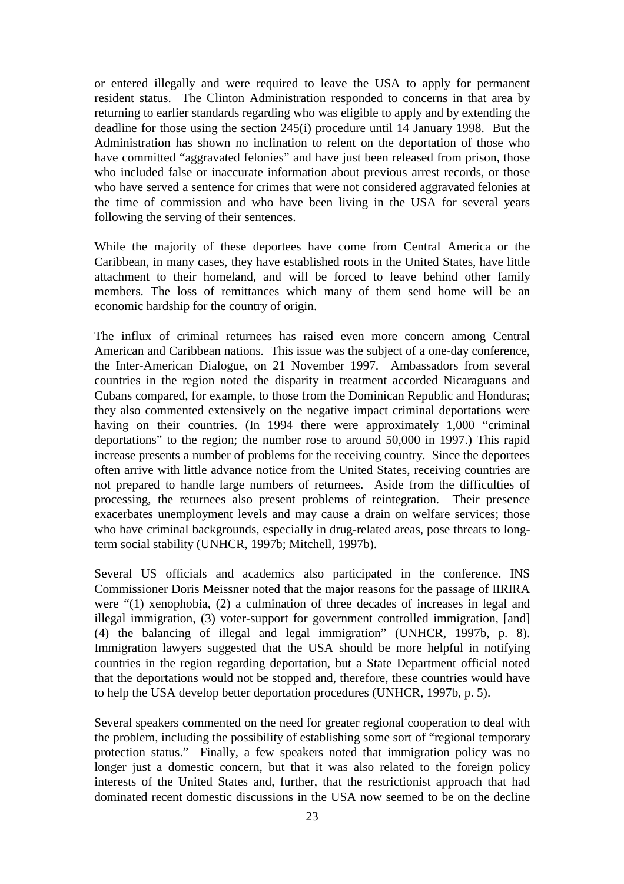or entered illegally and were required to leave the USA to apply for permanent resident status. The Clinton Administration responded to concerns in that area by returning to earlier standards regarding who was eligible to apply and by extending the deadline for those using the section 245(i) procedure until 14 January 1998. But the Administration has shown no inclination to relent on the deportation of those who have committed "aggravated felonies" and have just been released from prison, those who included false or inaccurate information about previous arrest records, or those who have served a sentence for crimes that were not considered aggravated felonies at the time of commission and who have been living in the USA for several years following the serving of their sentences.

While the majority of these deportees have come from Central America or the Caribbean, in many cases, they have established roots in the United States, have little attachment to their homeland, and will be forced to leave behind other family members. The loss of remittances which many of them send home will be an economic hardship for the country of origin.

The influx of criminal returnees has raised even more concern among Central American and Caribbean nations. This issue was the subject of a one-day conference, the Inter-American Dialogue, on 21 November 1997. Ambassadors from several countries in the region noted the disparity in treatment accorded Nicaraguans and Cubans compared, for example, to those from the Dominican Republic and Honduras; they also commented extensively on the negative impact criminal deportations were having on their countries. (In 1994 there were approximately 1,000 "criminal deportations" to the region; the number rose to around 50,000 in 1997.) This rapid increase presents a number of problems for the receiving country. Since the deportees often arrive with little advance notice from the United States, receiving countries are not prepared to handle large numbers of returnees. Aside from the difficulties of processing, the returnees also present problems of reintegration. Their presence exacerbates unemployment levels and may cause a drain on welfare services; those who have criminal backgrounds, especially in drug-related areas, pose threats to long-term social stability (UNHCR, 1997b; Mitchell, 1997b).

Several US officials and academics also participated in the conference. INS Commissioner Doris Meissner noted that the major reasons for the passage of IIRIRA were "(1) xenophobia, (2) a culmination of three decades of increases in legal and illegal immigration, (3) voter-support for government controlled immigration, [and] (4) the balancing of illegal and legal immigration" (UNHCR, 1997b, p. 8). Immigration lawyers suggested that the USA should be more helpful in notifying countries in the region regarding deportation, but a State Department official noted that the deportations would not be stopped and, therefore, these countries would have to help the USA develop better deportation procedures (UNHCR, 1997b, p. 5).

Several speakers commented on the need for greater regional cooperation to deal with the problem, including the possibility of establishing some sort of "regional temporary protection status." Finally, a few speakers noted that immigration policy was no longer just a domestic concern, but that it was also related to the foreign policy interests of the United States and, further, that the restrictionist approach that had dominated recent domestic discussions in the USA now seemed to be on the decline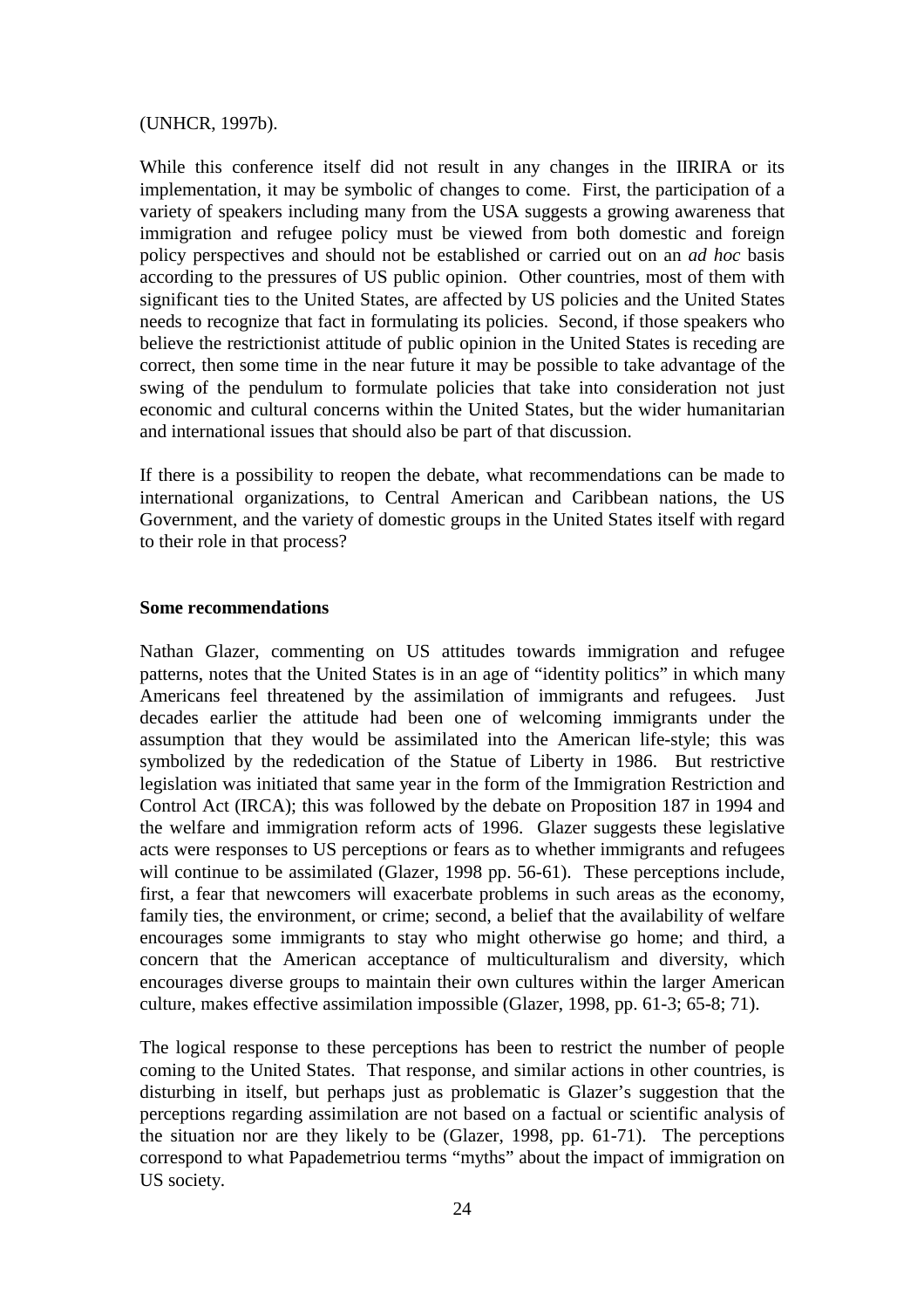(UNHCR, 1997b).

While this conference itself did not result in any changes in the IIRIRA or its implementation, it may be symbolic of changes to come. First, the participation of a variety of speakers including many from the USA suggests a growing awareness that immigration and refugee policy must be viewed from both domestic and foreign policy perspectives and should not be established or carried out on an *ad hoc* basis according to the pressures of US public opinion. Other countries, most of them with significant ties to the United States, are affected by US policies and the United States needs to recognize that fact in formulating its policies. Second, if those speakers who believe the restrictionist attitude of public opinion in the United States is receding are correct, then some time in the near future it may be possible to take advantage of the swing of the pendulum to formulate policies that take into consideration not just economic and cultural concerns within the United States, but the wider humanitarian and international issues that should also be part of that discussion.

If there is a possibility to reopen the debate, what recommendations can be made to international organizations, to Central American and Caribbean nations, the US Government, and the variety of domestic groups in the United States itself with regard to their role in that process?

**Some recommendations**

Nathan Glazer, commenting on US attitudes towards immigration and refugee patterns, notes that the United States is in an age of "identity politics" in which many Americans feel threatened by the assimilation of immigrants and refugees. Just decades earlier the attitude had been one of welcoming immigrants under the assumption that they would be assimilated into the American life-style; this was symbolized by the rededication of the Statue of Liberty in 1986. But restrictive legislation was initiated that same year in the form of the Immigration Restriction and Control Act (IRCA); this was followed by the debate on Proposition 187 in 1994 and the welfare and immigration reform acts of 1996. Glazer suggests these legislative acts were responses to US perceptions or fears as to whether immigrants and refugees will continue to be assimilated (Glazer, 1998 pp. 56-61). These perceptions include, first, a fear that newcomers will exacerbate problems in such areas as the economy, family ties, the environment, or crime; second, a belief that the availability of welfare encourages some immigrants to stay who might otherwise go home; and third, a concern that the American acceptance of multiculturalism and diversity, which encourages diverse groups to maintain their own cultures within the larger American culture, makes effective assimilation impossible (Glazer, 1998, pp. 61-3; 65-8; 71).

The logical response to these perceptions has been to restrict the number of people coming to the United States. That response, and similar actions in other countries, is disturbing in itself, but perhaps just as problematic is Glazer's suggestion that the perceptions regarding assimilation are not based on a factual or scientific analysis of the situation nor are they likely to be (Glazer, 1998, pp. 61-71). The perceptions correspond to what Papademetriou terms "myths" about the impact of immigration on US society.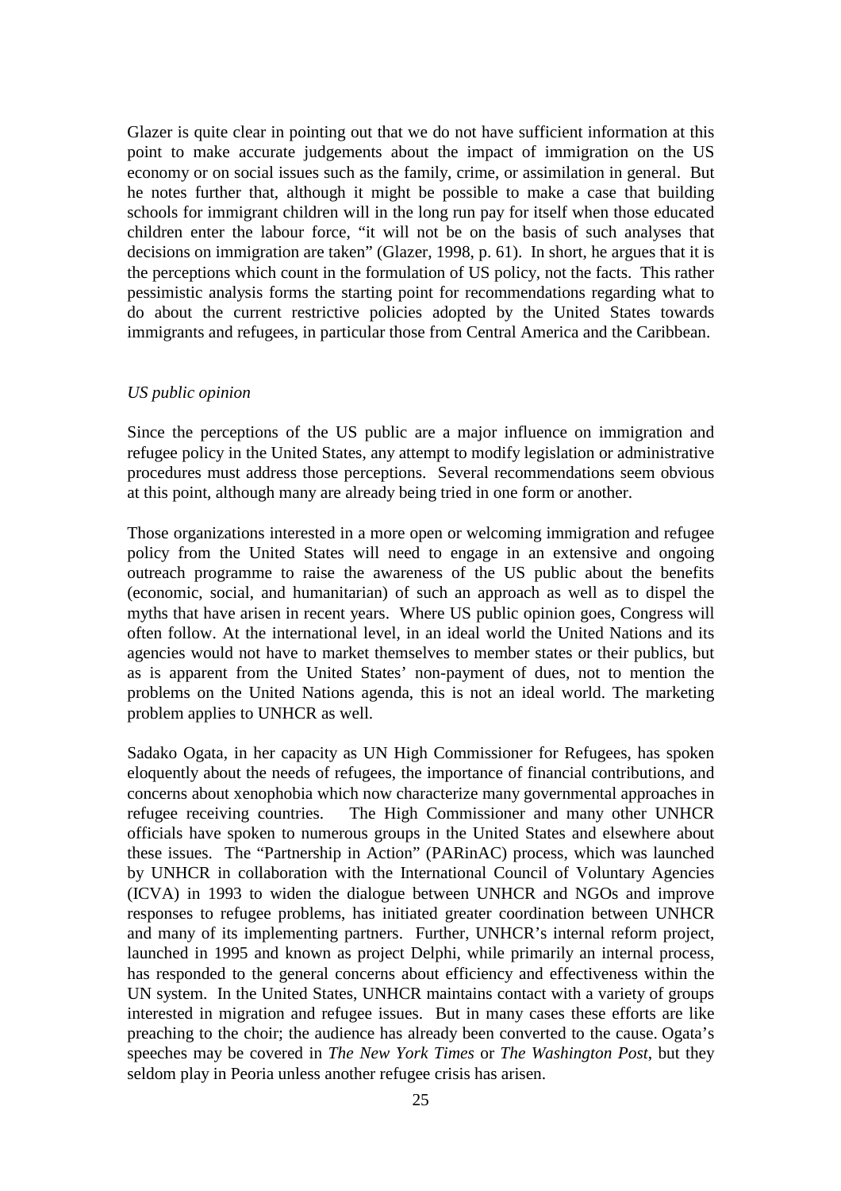Glazer is quite clear in pointing out that we do not have sufficient information at this point to make accurate judgements about the impact of immigration on the US economy or on social issues such as the family, crime, or assimilation in general. But he notes further that, although it might be possible to make a case that building schools for immigrant children will in the long run pay for itself when those educated children enter the labour force, "it will not be on the basis of such analyses that decisions on immigration are taken" (Glazer, 1998, p. 61). In short, he argues that it is the perceptions which count in the formulation of US policy, not the facts. This rather pessimistic analysis forms the starting point for recommendations regarding what to do about the current restrictive policies adopted by the United States towards immigrants and refugees, in particular those from Central America and the Caribbean.

*US public opinion*

Since the perceptions of the US public are a major influence on immigration and refugee policy in the United States, any attempt to modify legislation or administrative procedures must address those perceptions. Several recommendations seem obvious at this point, although many are already being tried in one form or another.

Those organizations interested in a more open or welcoming immigration and refugee policy from the United States will need to engage in an extensive and ongoing outreach programme to raise the awareness of the US public about the benefits (economic, social, and humanitarian) of such an approach as well as to dispel the myths that have arisen in recent years. Where US public opinion goes, Congress will often follow. At the international level, in an ideal world the United Nations and its agencies would not have to market themselves to member states or their publics, but as is apparent from the United States' non-payment of dues, not to mention the problems on the United Nations agenda, this is not an ideal world. The marketing problem applies to UNHCR as well.

Sadako Ogata, in her capacity as UN High Commissioner for Refugees, has spoken eloquently about the needs of refugees, the importance of financial contributions, and concerns about xenophobia which now characterize many governmental approaches in refugee receiving countries. The High Commissioner and many other UNHCR officials have spoken to numerous groups in the United States and elsewhere about these issues. The "Partnership in Action" (PARinAC) process, which was launched by UNHCR in collaboration with the International Council of Voluntary Agencies (ICVA) in 1993 to widen the dialogue between UNHCR and NGOs and improve responses to refugee problems, has initiated greater coordination between UNHCR and many of its implementing partners. Further, UNHCR's internal reform project, launched in 1995 and known as project Delphi, while primarily an internal process, has responded to the general concerns about efficiency and effectiveness within the UN system. In the United States, UNHCR maintains contact with a variety of groups interested in migration and refugee issues. But in many cases these efforts are like preaching to the choir; the audience has already been converted to the cause. Ogata's speeches may be covered in *The New York Times* or *The Washington Post*, but they seldom play in Peoria unless another refugee crisis has arisen.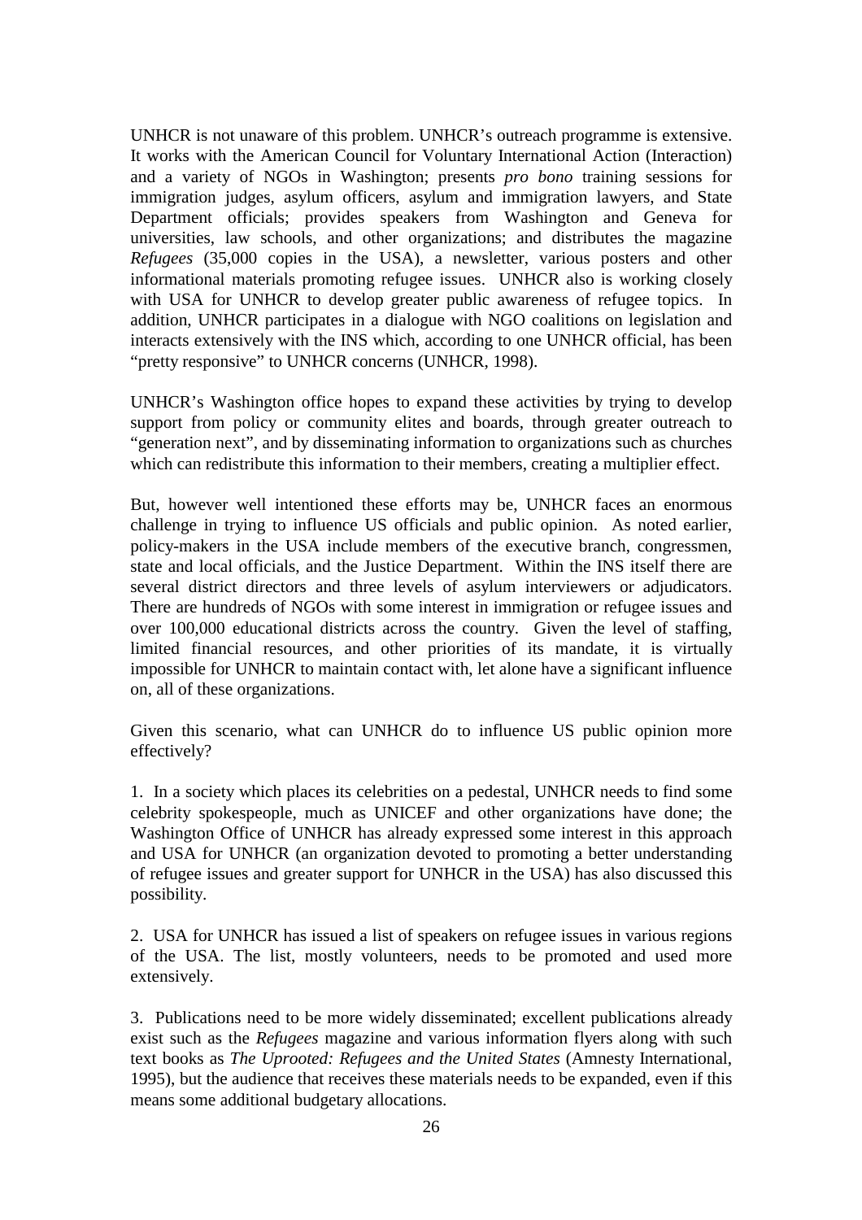UNHCR is not unaware of this problem. UNHCR's outreach programme is extensive. It works with the American Council for Voluntary International Action (Interaction) and a variety of NGOs in Washington; presents *pro bono* training sessions for immigration judges, asylum officers, asylum and immigration lawyers, and State Department officials; provides speakers from Washington and Geneva for universities, law schools, and other organizations; and distributes the magazine *Refugees* (35,000 copies in the USA), a newsletter, various posters and other informational materials promoting refugee issues. UNHCR also is working closely with USA for UNHCR to develop greater public awareness of refugee topics. In addition, UNHCR participates in a dialogue with NGO coalitions on legislation and interacts extensively with the INS which, according to one UNHCR official, has been "pretty responsive" to UNHCR concerns (UNHCR, 1998).

UNHCR's Washington office hopes to expand these activities by trying to develop support from policy or community elites and boards, through greater outreach to "generation next", and by disseminating information to organizations such as churches which can redistribute this information to their members, creating a multiplier effect.

But, however well intentioned these efforts may be, UNHCR faces an enormous challenge in trying to influence US officials and public opinion. As noted earlier, policy-makers in the USA include members of the executive branch, congressmen, state and local officials, and the Justice Department. Within the INS itself there are several district directors and three levels of asylum interviewers or adjudicators. There are hundreds of NGOs with some interest in immigration or refugee issues and over 100,000 educational districts across the country. Given the level of staffing, limited financial resources, and other priorities of its mandate, it is virtually impossible for UNHCR to maintain contact with, let alone have a significant influence on, all of these organizations.

Given this scenario, what can UNHCR do to influence US public opinion more effectively?

1. In a society which places its celebrities on a pedestal, UNHCR needs to find some celebrity spokespeople, much as UNICEF and other organizations have done; the Washington Office of UNHCR has already expressed some interest in this approach and USA for UNHCR (an organization devoted to promoting a better understanding of refugee issues and greater support for UNHCR in the USA) has also discussed this possibility.

2. USA for UNHCR has issued a list of speakers on refugee issues in various regions of the USA. The list, mostly volunteers, needs to be promoted and used more extensively.

3. Publications need to be more widely disseminated; excellent publications already exist such as the *Refugees* magazine and various information flyers along with such text books as *The Uprooted: Refugees and the United States* (Amnesty International, 1995), but the audience that receives these materials needs to be expanded, even if this means some additional budgetary allocations.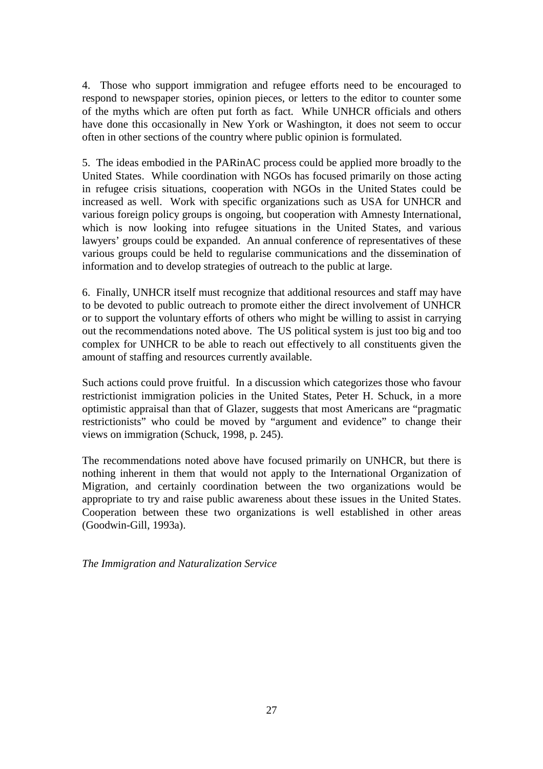4. Those who support immigration and refugee efforts need to be encouraged to respond to newspaper stories, opinion pieces, or letters to the editor to counter some of the myths which are often put forth as fact. While UNHCR officials and others have done this occasionally in New York or Washington, it does not seem to occur often in other sections of the country where public opinion is formulated.

5. The ideas embodied in the PARinAC process could be applied more broadly to the United States. While coordination with NGOs has focused primarily on those acting in refugee crisis situations, cooperation with NGOs in the United States could be increased as well. Work with specific organizations such as USA for UNHCR and various foreign policy groups is ongoing, but cooperation with Amnesty International, which is now looking into refugee situations in the United States, and various lawyers' groups could be expanded. An annual conference of representatives of these various groups could be held to regularise communications and the dissemination of information and to develop strategies of outreach to the public at large.

6. Finally, UNHCR itself must recognize that additional resources and staff may have to be devoted to public outreach to promote either the direct involvement of UNHCR or to support the voluntary efforts of others who might be willing to assist in carrying out the recommendations noted above. The US political system is just too big and too complex for UNHCR to be able to reach out effectively to all constituents given the amount of staffing and resources currently available.

Such actions could prove fruitful. In a discussion which categorizes those who favour restrictionist immigration policies in the United States, Peter H. Schuck, in a more optimistic appraisal than that of Glazer, suggests that most Americans are "pragmatic restrictionists" who could be moved by "argument and evidence" to change their views on immigration (Schuck, 1998, p. 245).

The recommendations noted above have focused primarily on UNHCR, but there is nothing inherent in them that would not apply to the International Organization of Migration, and certainly coordination between the two organizations would be appropriate to try and raise public awareness about these issues in the United States. Cooperation between these two organizations is well established in other areas (Goodwin-Gill, 1993a).

*The Immigration and Naturalization Service*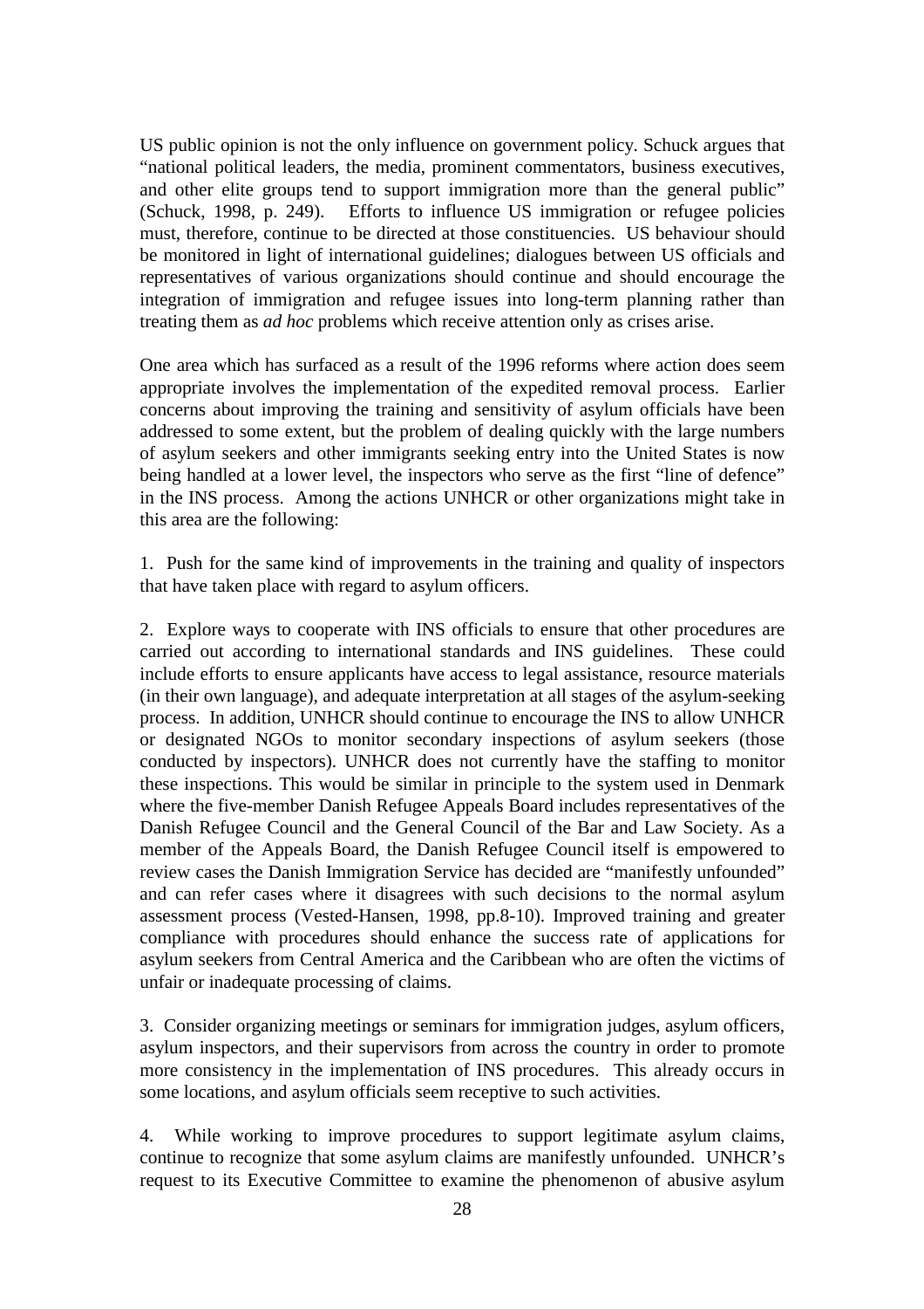US public opinion is not the only influence on government policy. Schuck argues that "national political leaders, the media, prominent commentators, business executives, and other elite groups tend to support immigration more than the general public" (Schuck, 1998, p. 249). Efforts to influence US immigration or refugee policies must, therefore, continue to be directed at those constituencies. US behaviour should be monitored in light of international guidelines; dialogues between US officials and representatives of various organizations should continue and should encourage the integration of immigration and refugee issues into long-term planning rather than treating them as *ad hoc* problems which receive attention only as crises arise.

One area which has surfaced as a result of the 1996 reforms where action does seem appropriate involves the implementation of the expedited removal process. Earlier concerns about improving the training and sensitivity of asylum officials have been addressed to some extent, but the problem of dealing quickly with the large numbers of asylum seekers and other immigrants seeking entry into the United States is now being handled at a lower level, the inspectors who serve as the first "line of defence" in the INS process. Among the actions UNHCR or other organizations might take in this area are the following:

1. Push for the same kind of improvements in the training and quality of inspectors that have taken place with regard to asylum officers.

2. Explore ways to cooperate with INS officials to ensure that other procedures are carried out according to international standards and INS guidelines. These could include efforts to ensure applicants have access to legal assistance, resource materials (in their own language), and adequate interpretation at all stages of the asylum-seeking process. In addition, UNHCR should continue to encourage the INS to allow UNHCR or designated NGOs to monitor secondary inspections of asylum seekers (those conducted by inspectors). UNHCR does not currently have the staffing to monitor these inspections. This would be similar in principle to the system used in Denmark where the five-member Danish Refugee Appeals Board includes representatives of the Danish Refugee Council and the General Council of the Bar and Law Society. As a member of the Appeals Board, the Danish Refugee Council itself is empowered to review cases the Danish Immigration Service has decided are "manifestly unfounded" and can refer cases where it disagrees with such decisions to the normal asylum assessment process (Vested-Hansen, 1998, pp.8-10). Improved training and greater compliance with procedures should enhance the success rate of applications for asylum seekers from Central America and the Caribbean who are often the victims of unfair or inadequate processing of claims.

3. Consider organizing meetings or seminars for immigration judges, asylum officers, asylum inspectors, and their supervisors from across the country in order to promote more consistency in the implementation of INS procedures. This already occurs in some locations, and asylum officials seem receptive to such activities.

4. While working to improve procedures to support legitimate asylum claims, continue to recognize that some asylum claims are manifestly unfounded. UNHCR's request to its Executive Committee to examine the phenomenon of abusive asylum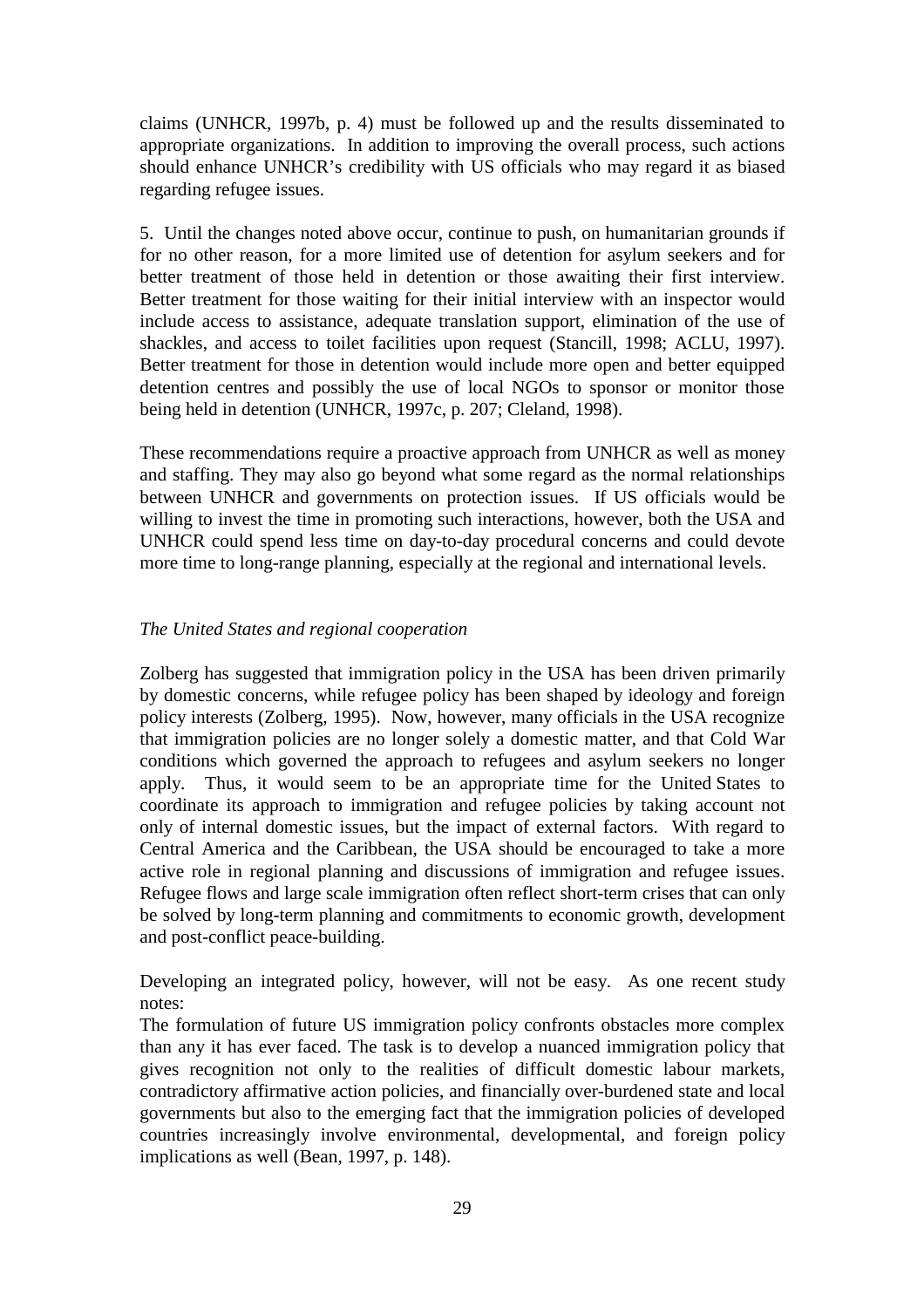claims (UNHCR, 1997b, p. 4) must be followed up and the results disseminated to appropriate organizations. In addition to improving the overall process, such actions should enhance UNHCR's credibility with US officials who may regard it as biased regarding refugee issues.

5. Until the changes noted above occur, continue to push, on humanitarian grounds if for no other reason, for a more limited use of detention for asylum seekers and for better treatment of those held in detention or those awaiting their first interview. Better treatment for those waiting for their initial interview with an inspector would include access to assistance, adequate translation support, elimination of the use of shackles, and access to toilet facilities upon request (Stancill, 1998; ACLU, 1997). Better treatment for those in detention would include more open and better equipped detention centres and possibly the use of local NGOs to sponsor or monitor those being held in detention (UNHCR, 1997c, p. 207; Cleland, 1998).

These recommendations require a proactive approach from UNHCR as well as money and staffing. They may also go beyond what some regard as the normal relationships between UNHCR and governments on protection issues. If US officials would be willing to invest the time in promoting such interactions, however, both the USA and UNHCR could spend less time on day-to-day procedural concerns and could devote more time to long-range planning, especially at the regional and international levels.

*The United States and regional cooperation*

Zolberg has suggested that immigration policy in the USA has been driven primarily by domestic concerns, while refugee policy has been shaped by ideology and foreign policy interests (Zolberg, 1995). Now, however, many officials in the USA recognize that immigration policies are no longer solely a domestic matter, and that Cold War conditions which governed the approach to refugees and asylum seekers no longer apply. Thus, it would seem to be an appropriate time for the United States to coordinate its approach to immigration and refugee policies by taking account not only of internal domestic issues, but the impact of external factors. With regard to Central America and the Caribbean, the USA should be encouraged to take a more active role in regional planning and discussions of immigration and refugee issues. Refugee flows and large scale immigration often reflect short-term crises that can only be solved by long-term planning and commitments to economic growth, development and post-conflict peace-building.

Developing an integrated policy, however, will not be easy. As one recent study notes:

The formulation of future US immigration policy confronts obstacles more complex than any it has ever faced. The task is to develop a nuanced immigration policy that gives recognition not only to the realities of difficult domestic labour markets, contradictory affirmative action policies, and financially over-burdened state and local governments but also to the emerging fact that the immigration policies of developed countries increasingly involve environmental, developmental, and foreign policy implications as well (Bean, 1997, p. 148).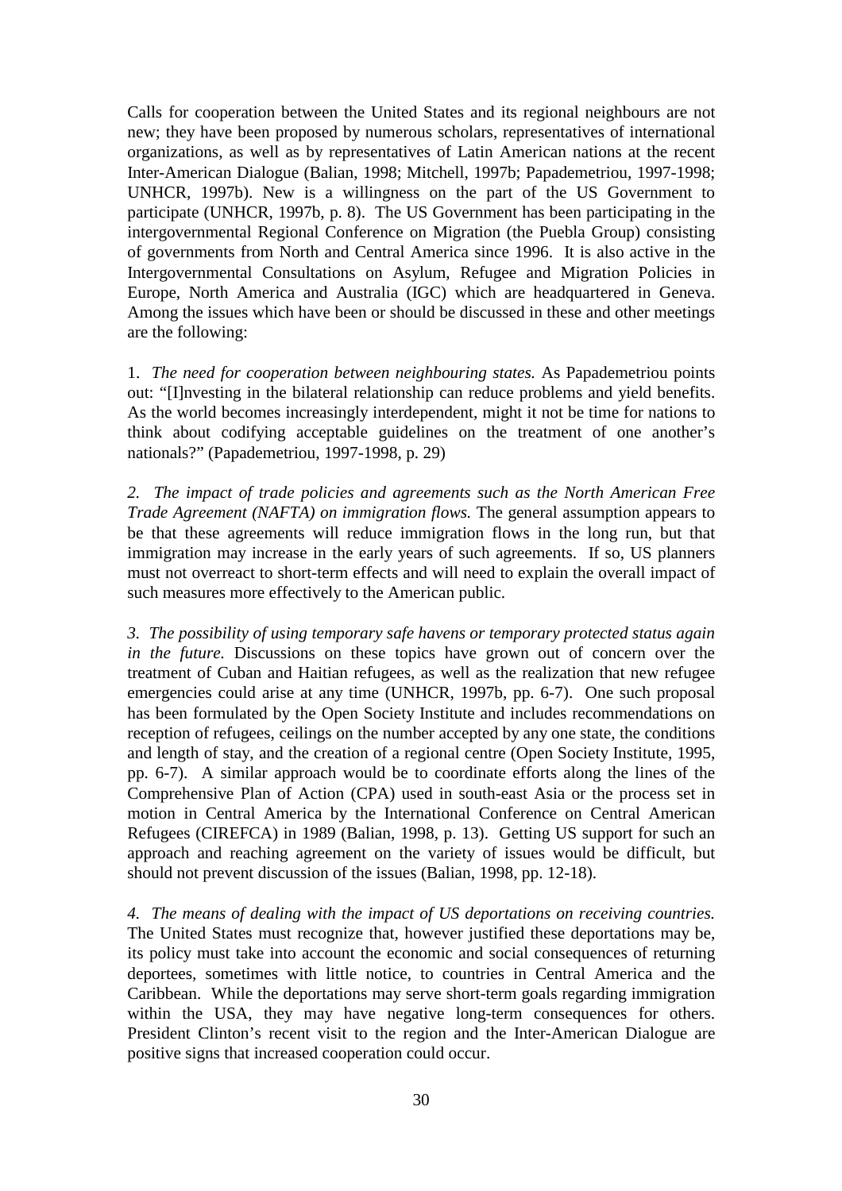Calls for cooperation between the United States and its regional neighbours are not new; they have been proposed by numerous scholars, representatives of international organizations, as well as by representatives of Latin American nations at the recent Inter-American Dialogue (Balian, 1998; Mitchell, 1997b; Papademetriou, 1997-1998; UNHCR, 1997b). New is a willingness on the part of the US Government to participate (UNHCR, 1997b, p. 8). The US Government has been participating in the intergovernmental Regional Conference on Migration (the Puebla Group) consisting of governments from North and Central America since 1996. It is also active in the Intergovernmental Consultations on Asylum, Refugee and Migration Policies in Europe, North America and Australia (IGC) which are headquartered in Geneva. Among the issues which have been or should be discussed in these and other meetings are the following:

1. *The need for cooperation between neighbouring states.* As Papademetriou points out: "[I]nvesting in the bilateral relationship can reduce problems and yield benefits. As the world becomes increasingly interdependent, might it not be time for nations to think about codifying acceptable guidelines on the treatment of one another's nationals?" (Papademetriou, 1997-1998, p. 29)

2. *The impact of trade policies and agreements such as the North American Free Trade Agreement (NAFTA) on immigration flows.* The general assumption appears to be that these agreements will reduce immigration flows in the long run, but that immigration may increase in the early years of such agreements. If so, US planners must not overreact to short-term effects and will need to explain the overall impact of such measures more effectively to the American public.

3. *The possibility of using temporary safe havens or temporary protected status again in the future.* Discussions on these topics have grown out of concern over the treatment of Cuban and Haitian refugees, as well as the realization that new refugee emergencies could arise at any time (UNHCR, 1997b, pp. 6-7). One such proposal has been formulated by the Open Society Institute and includes recommendations on reception of refugees, ceilings on the number accepted by any one state, the conditions and length of stay, and the creation of a regional centre (Open Society Institute, 1995, pp. 6-7). A similar approach would be to coordinate efforts along the lines of the Comprehensive Plan of Action (CPA) used in south-east Asia or the process set in motion in Central America by the International Conference on Central American Refugees (CIREFCA) in 1989 (Balian, 1998, p. 13). Getting US support for such an approach and reaching agreement on the variety of issues would be difficult, but should not prevent discussion of the issues (Balian, 1998, pp. 12-18).

4. *The means of dealing with the impact of US deportations on receiving countries.* The United States must recognize that, however justified these deportations may be, its policy must take into account the economic and social consequences of returning deportees, sometimes with little notice, to countries in Central America and the Caribbean. While the deportations may serve short-term goals regarding immigration within the USA, they may have negative long-term consequences for others. President Clinton's recent visit to the region and the Inter-American Dialogue are positive signs that increased cooperation could occur.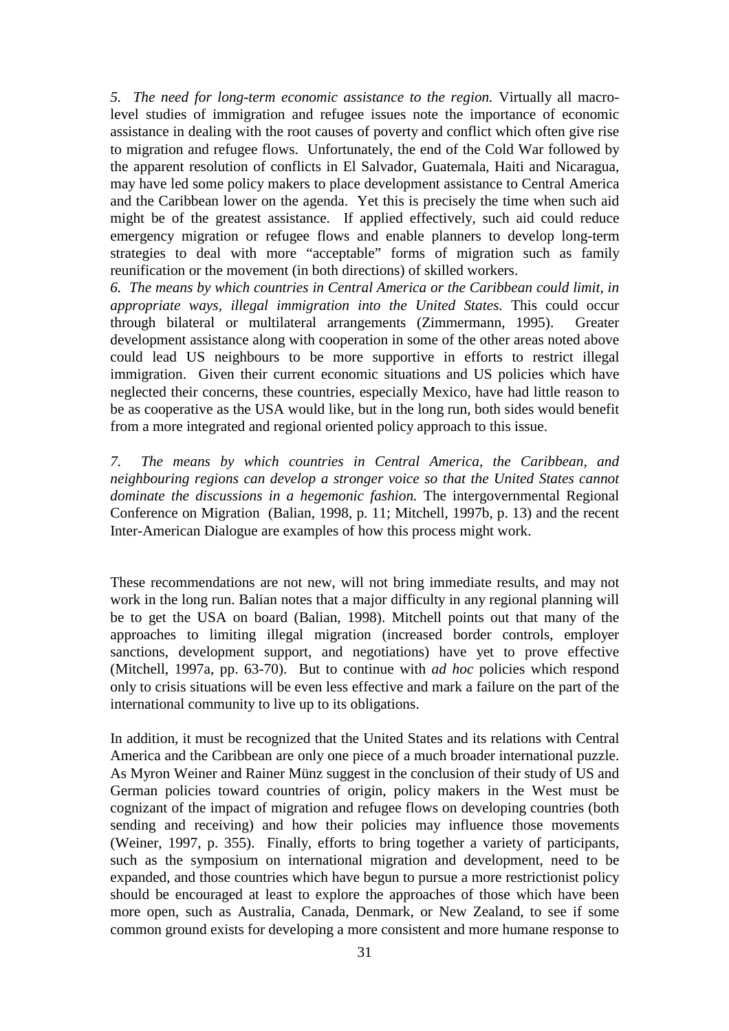*5. The need for long-term economic assistance to the region.* Virtually all macro-level studies of immigration and refugee issues note the importance of economic assistance in dealing with the root causes of poverty and conflict which often give rise to migration and refugee flows. Unfortunately, the end of the Cold War followed by the apparent resolution of conflicts in El Salvador, Guatemala, Haiti and Nicaragua, may have led some policy makers to place development assistance to Central America and the Caribbean lower on the agenda. Yet this is precisely the time when such aid might be of the greatest assistance. If applied effectively, such aid could reduce emergency migration or refugee flows and enable planners to develop long-term strategies to deal with more "acceptable" forms of migration such as family reunification or the movement (in both directions) of skilled workers.

*6. The means by which countries in Central America or the Caribbean could limit, in appropriate ways, illegal immigration into the United States.* This could occur through bilateral or multilateral arrangements (Zimmermann, 1995). Greater development assistance along with cooperation in some of the other areas noted above could lead US neighbours to be more supportive in efforts to restrict illegal immigration. Given their current economic situations and US policies which have neglected their concerns, these countries, especially Mexico, have had little reason to be as cooperative as the USA would like, but in the long run, both sides would benefit from a more integrated and regional oriented policy approach to this issue.

*7. The means by which countries in Central America, the Caribbean, and neighbouring regions can develop a stronger voice so that the United States cannot dominate the discussions in a hegemonic fashion.* The intergovernmental Regional Conference on Migration (Balian, 1998, p. 11; Mitchell, 1997b, p. 13) and the recent Inter-American Dialogue are examples of how this process might work.

These recommendations are not new, will not bring immediate results, and may not work in the long run. Balian notes that a major difficulty in any regional planning will be to get the USA on board (Balian, 1998). Mitchell points out that many of the approaches to limiting illegal migration (increased border controls, employer sanctions, development support, and negotiations) have yet to prove effective (Mitchell, 1997a, pp. 63-70). But to continue with *ad hoc* policies which respond only to crisis situations will be even less effective and mark a failure on the part of the international community to live up to its obligations.

In addition, it must be recognized that the United States and its relations with Central America and the Caribbean are only one piece of a much broader international puzzle. As Myron Weiner and Rainer Münz suggest in the conclusion of their study of US and German policies toward countries of origin, policy makers in the West must be cognizant of the impact of migration and refugee flows on developing countries (both sending and receiving) and how their policies may influence those movements (Weiner, 1997, p. 355). Finally, efforts to bring together a variety of participants, such as the symposium on international migration and development, need to be expanded, and those countries which have begun to pursue a more restrictionist policy should be encouraged at least to explore the approaches of those which have been more open, such as Australia, Canada, Denmark, or New Zealand, to see if some common ground exists for developing a more consistent and more humane response to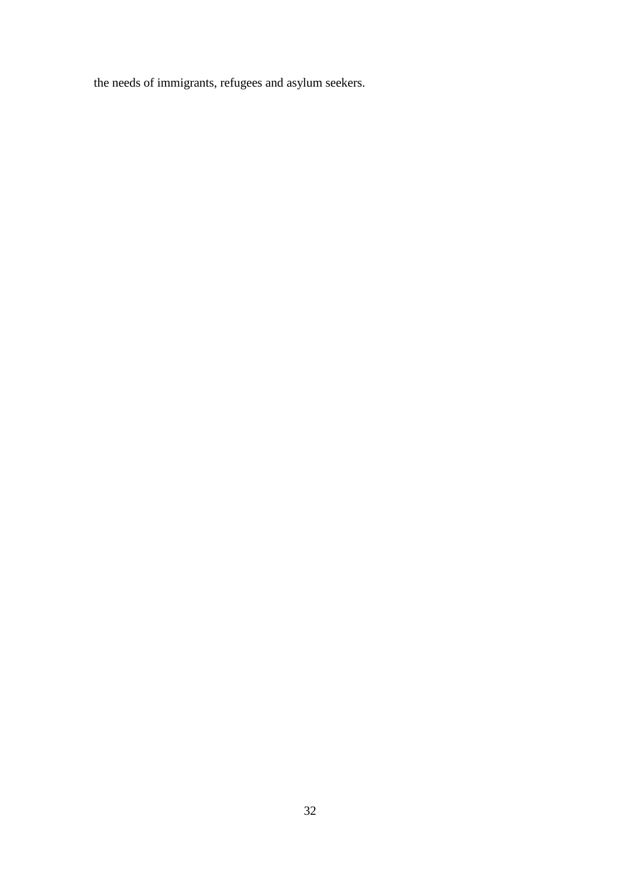the needs of immigrants, refugees and asylum seekers.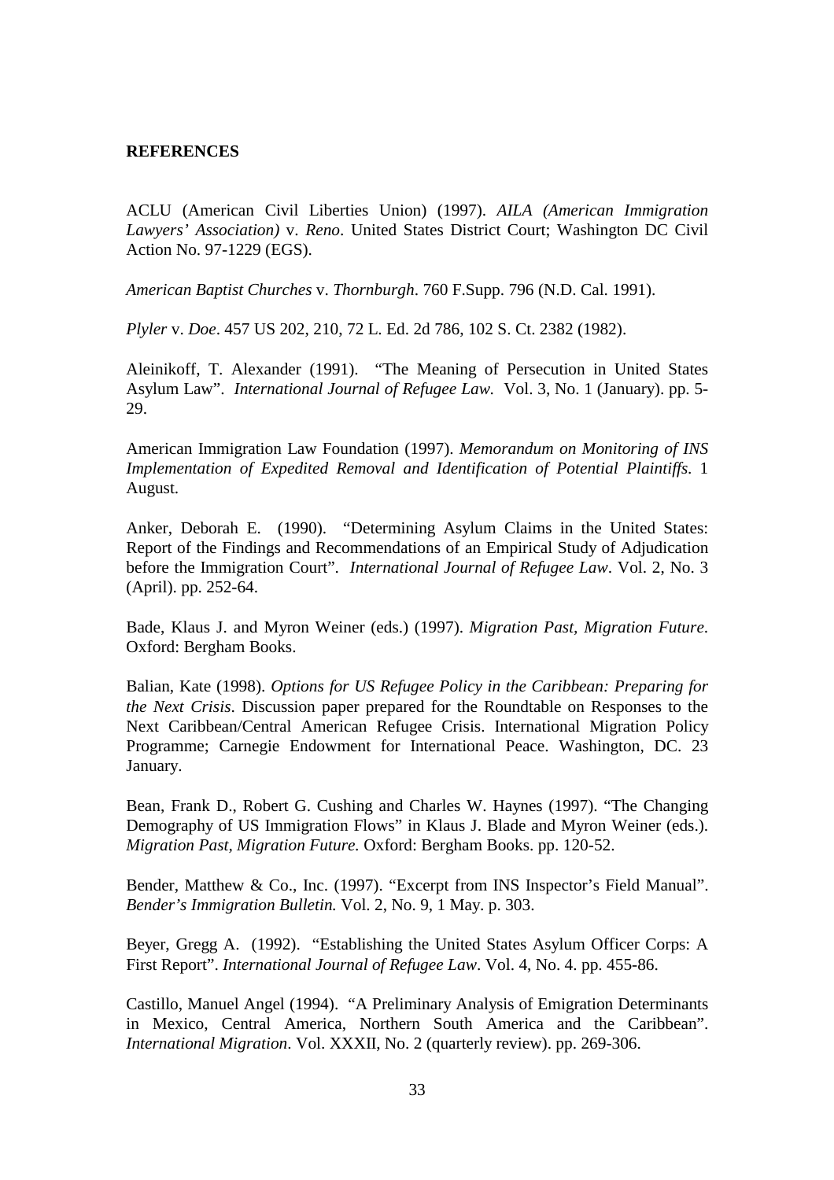**REFERENCES**

ACLU (American Civil Liberties Union) (1997). *AILA (American Immigration Lawyers' Association)* v. *Reno*. United States District Court; Washington DC Civil Action No. 97-1229 (EGS).

*American Baptist Churches* v. *Thornburgh*. 760 F.Supp. 796 (N.D. Cal. 1991).

*Plyler* v. *Doe*. 457 US 202, 210, 72 L. Ed. 2d 786, 102 S. Ct. 2382 (1982).

Aleinikoff, T. Alexander (1991). "The Meaning of Persecution in United States Asylum Law". *International Journal of Refugee Law*. Vol. 3, No. 1 (January). pp. 5-29.

American Immigration Law Foundation (1997). *Memorandum on Monitoring of INS Implementation of Expedited Removal and Identification of Potential Plaintiffs*. 1 August.

Anker, Deborah E. (1990). "Determining Asylum Claims in the United States: Report of the Findings and Recommendations of an Empirical Study of Adjudication before the Immigration Court". *International Journal of Refugee Law*. Vol. 2, No. 3 (April). pp. 252-64.

Bade, Klaus J. and Myron Weiner (eds.) (1997). *Migration Past, Migration Future*. Oxford: Bergham Books.

Balian, Kate (1998). *Options for US Refugee Policy in the Caribbean: Preparing for the Next Crisis*. Discussion paper prepared for the Roundtable on Responses to the Next Caribbean/Central American Refugee Crisis. International Migration Policy Programme; Carnegie Endowment for International Peace. Washington, DC. 23 January.

Bean, Frank D., Robert G. Cushing and Charles W. Haynes (1997). "The Changing Demography of US Immigration Flows" in Klaus J. Blade and Myron Weiner (eds.). *Migration Past, Migration Future.* Oxford: Bergham Books. pp. 120-52.

Bender, Matthew & Co., Inc. (1997). "Excerpt from INS Inspector's Field Manual". *Bender's Immigration Bulletin.* Vol. 2, No. 9, 1 May. p. 303.

Beyer, Gregg A. (1992). "Establishing the United States Asylum Officer Corps: A First Report". *International Journal of Refugee Law*. Vol. 4, No. 4. pp. 455-86.

Castillo, Manuel Angel (1994). "A Preliminary Analysis of Emigration Determinants in Mexico, Central America, Northern South America and the Caribbean". *International Migration*. Vol. XXXII, No. 2 (quarterly review). pp. 269-306.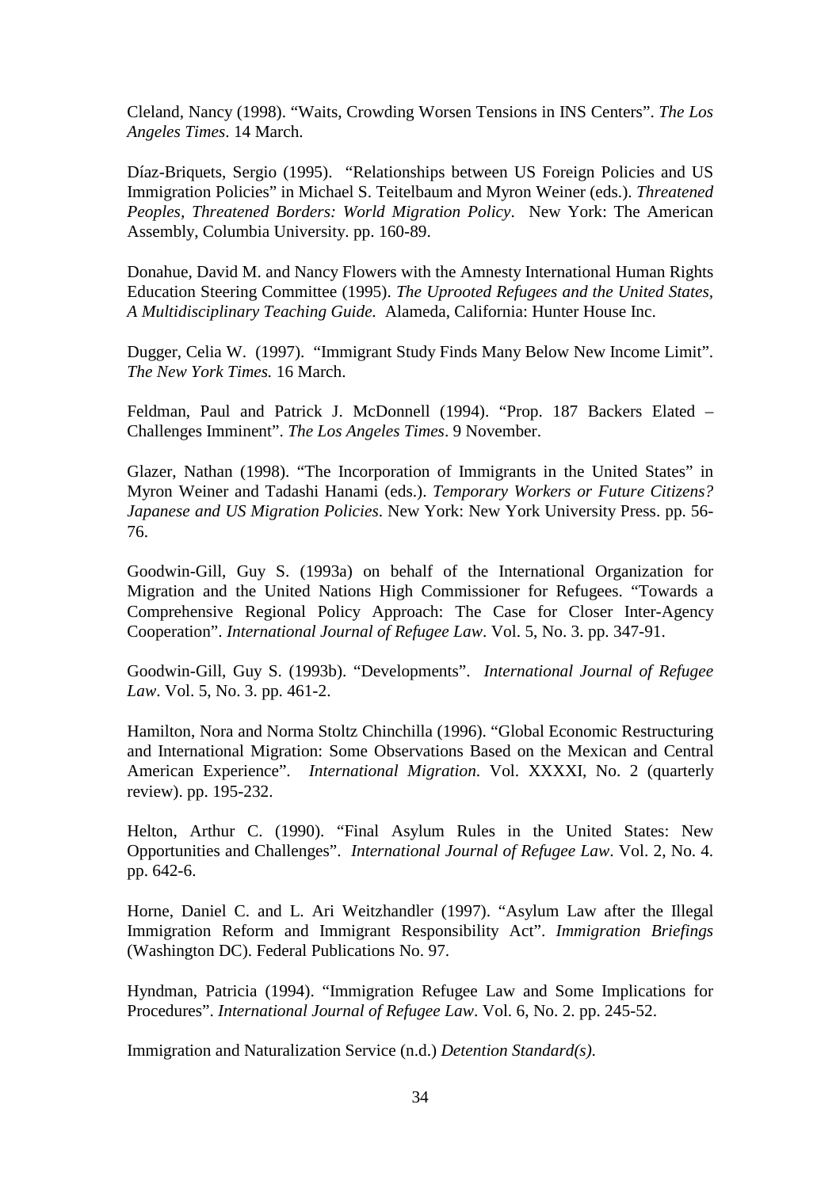Cleland, Nancy (1998). “Waits, Crowding Worsen Tensions in INS Centers”. *The Los Angeles Times*. 14 March.

Díaz-Briquets, Sergio (1995). “Relationships between US Foreign Policies and US Immigration Policies” in Michael S. Teitelbaum and Myron Weiner (eds.). *Threatened Peoples, Threatened Borders: World Migration Policy*. New York: The American Assembly, Columbia University. pp. 160-89.

Donahue, David M. and Nancy Flowers with the Amnesty International Human Rights Education Steering Committee (1995). *The Uprooted Refugees and the United States, A Multidisciplinary Teaching Guide.* Alameda, California: Hunter House Inc.

Dugger, Celia W. (1997). “Immigrant Study Finds Many Below New Income Limit”. *The New York Times.* 16 March.

Feldman, Paul and Patrick J. McDonnell (1994). “Prop. 187 Backers Elated – Challenges Imminent”. *The Los Angeles Times*. 9 November.

Glazer, Nathan (1998). “The Incorporation of Immigrants in the United States” in Myron Weiner and Tadashi Hanami (eds.). *Temporary Workers or Future Citizens? Japanese and US Migration Policies*. New York: New York University Press. pp. 56-76.

Goodwin-Gill, Guy S. (1993a) on behalf of the International Organization for Migration and the United Nations High Commissioner for Refugees. “Towards a Comprehensive Regional Policy Approach: The Case for Closer Inter-Agency Cooperation”. *International Journal of Refugee Law*. Vol. 5, No. 3. pp. 347-91.

Goodwin-Gill, Guy S. (1993b). “Developments”. *International Journal of Refugee Law*. Vol. 5, No. 3. pp. 461-2.

Hamilton, Nora and Norma Stoltz Chinchilla (1996). “Global Economic Restructuring and International Migration: Some Observations Based on the Mexican and Central American Experience”. *International Migration*. Vol. XXXXI, No. 2 (quarterly review). pp. 195-232.

Helton, Arthur C. (1990). “Final Asylum Rules in the United States: New Opportunities and Challenges”. *International Journal of Refugee Law*. Vol. 2, No. 4. pp. 642-6.

Horne, Daniel C. and L. Ari Weitzhandler (1997). “Asylum Law after the Illegal Immigration Reform and Immigrant Responsibility Act”. *Immigration Briefings* (Washington DC). Federal Publications No. 97.

Hyndman, Patricia (1994). “Immigration Refugee Law and Some Implications for Procedures”. *International Journal of Refugee Law*. Vol. 6, No. 2. pp. 245-52.

Immigration and Naturalization Service (n.d.) *Detention Standard(s).*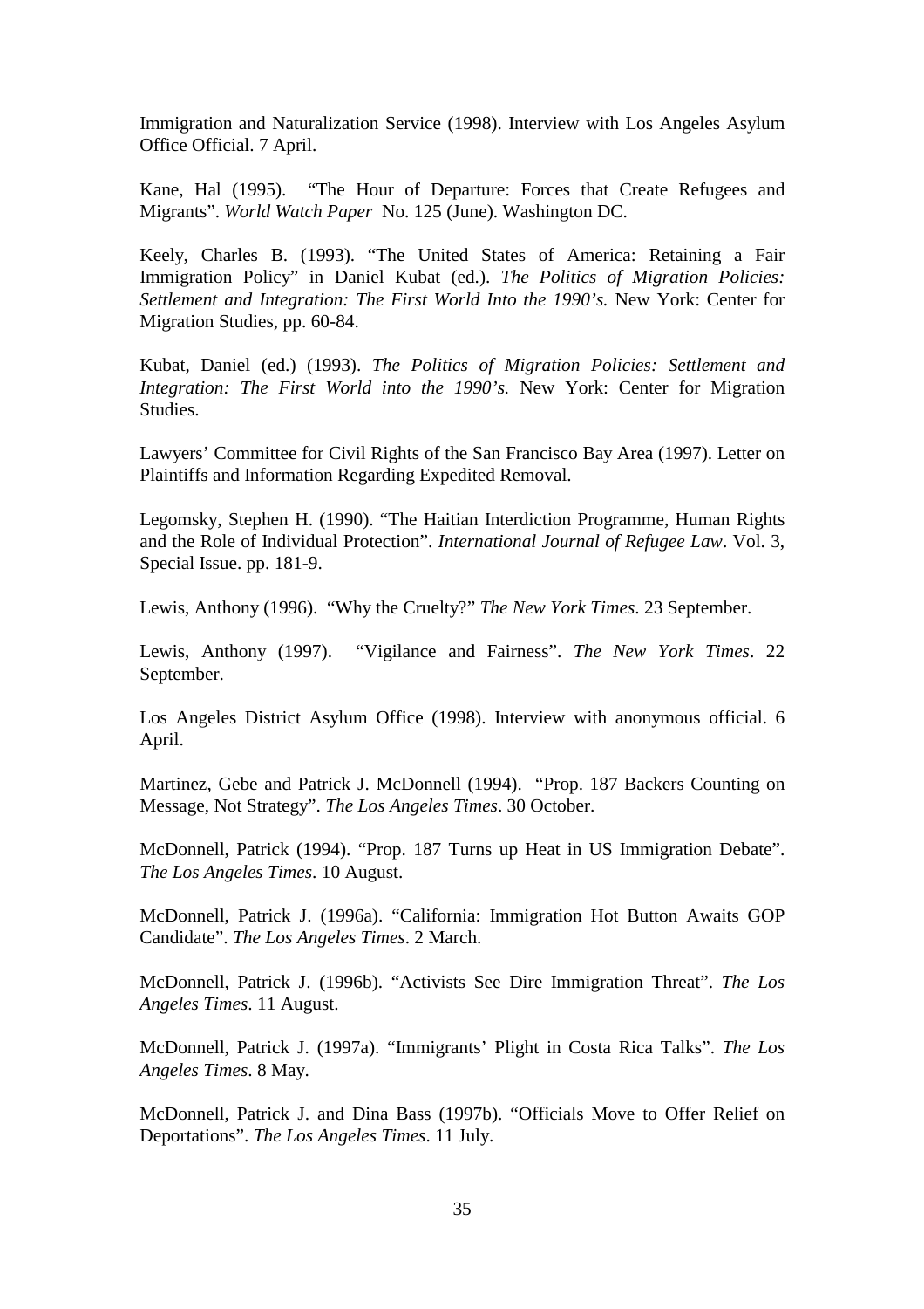Immigration and Naturalization Service (1998). Interview with Los Angeles Asylum Office Official. 7 April.

Kane, Hal (1995). "The Hour of Departure: Forces that Create Refugees and Migrants". *World Watch Paper* No. 125 (June). Washington DC.

Keely, Charles B. (1993). "The United States of America: Retaining a Fair Immigration Policy" in Daniel Kubat (ed.). *The Politics of Migration Policies: Settlement and Integration: The First World Into the 1990's.* New York: Center for Migration Studies, pp. 60-84.

Kubat, Daniel (ed.) (1993). *The Politics of Migration Policies: Settlement and Integration: The First World into the 1990's.* New York: Center for Migration Studies.

Lawyers' Committee for Civil Rights of the San Francisco Bay Area (1997). Letter on Plaintiffs and Information Regarding Expedited Removal.

Legomsky, Stephen H. (1990). "The Haitian Interdiction Programme, Human Rights and the Role of Individual Protection". *International Journal of Refugee Law*. Vol. 3, Special Issue. pp. 181-9.

Lewis, Anthony (1996). "Why the Cruelty?" *The New York Times*. 23 September.

Lewis, Anthony (1997). "Vigilance and Fairness". *The New York Times*. 22 September.

Los Angeles District Asylum Office (1998). Interview with anonymous official. 6 April.

Martinez, Gebe and Patrick J. McDonnell (1994). "Prop. 187 Backers Counting on Message, Not Strategy". *The Los Angeles Times*. 30 October.

McDonnell, Patrick (1994). "Prop. 187 Turns up Heat in US Immigration Debate". *The Los Angeles Times*. 10 August.

McDonnell, Patrick J. (1996a). "California: Immigration Hot Button Awaits GOP Candidate". *The Los Angeles Times*. 2 March.

McDonnell, Patrick J. (1996b). "Activists See Dire Immigration Threat". *The Los Angeles Times*. 11 August.

McDonnell, Patrick J. (1997a). "Immigrants' Plight in Costa Rica Talks". *The Los Angeles Times*. 8 May.

McDonnell, Patrick J. and Dina Bass (1997b). "Officials Move to Offer Relief on Deportations". *The Los Angeles Times*. 11 July.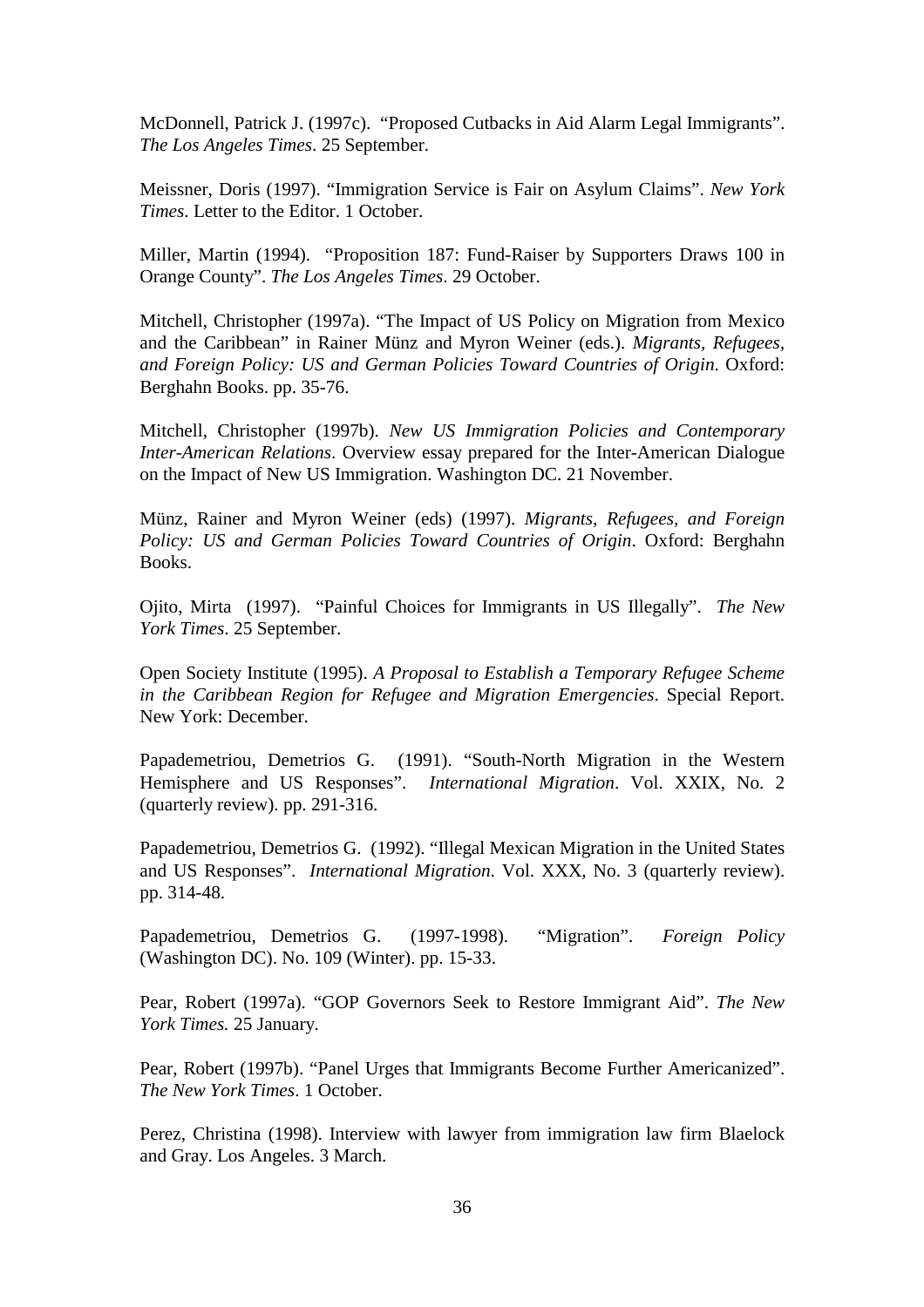McDonnell, Patrick J. (1997c). "Proposed Cutbacks in Aid Alarm Legal Immigrants". *The Los Angeles Times*. 25 September.

Meissner, Doris (1997). "Immigration Service is Fair on Asylum Claims". *New York Times*. Letter to the Editor. 1 October.

Miller, Martin (1994). "Proposition 187: Fund-Raiser by Supporters Draws 100 in Orange County". *The Los Angeles Times*. 29 October.

Mitchell, Christopher (1997a). "The Impact of US Policy on Migration from Mexico and the Caribbean" in Rainer Münz and Myron Weiner (eds.). *Migrants, Refugees, and Foreign Policy: US and German Policies Toward Countries of Origin*. Oxford: Berghahn Books. pp. 35-76.

Mitchell, Christopher (1997b). *New US Immigration Policies and Contemporary Inter-American Relations*. Overview essay prepared for the Inter-American Dialogue on the Impact of New US Immigration. Washington DC. 21 November.

Münz, Rainer and Myron Weiner (eds) (1997). *Migrants, Refugees, and Foreign Policy: US and German Policies Toward Countries of Origin*. Oxford: Berghahn Books.

Ojito, Mirta (1997). "Painful Choices for Immigrants in US Illegally". *The New York Times*. 25 September.

Open Society Institute (1995). *A Proposal to Establish a Temporary Refugee Scheme in the Caribbean Region for Refugee and Migration Emergencies*. Special Report. New York: December.

Papademetriou, Demetrios G. (1991). "South-North Migration in the Western Hemisphere and US Responses". *International Migration*. Vol. XXIX, No. 2 (quarterly review). pp. 291-316.

Papademetriou, Demetrios G. (1992). "Illegal Mexican Migration in the United States and US Responses". *International Migration*. Vol. XXX, No. 3 (quarterly review). pp. 314-48.

Papademetriou, Demetrios G. (1997-1998). "Migration". *Foreign Policy* (Washington DC). No. 109 (Winter). pp. 15-33.

Pear, Robert (1997a). "GOP Governors Seek to Restore Immigrant Aid". *The New York Times.* 25 January.

Pear, Robert (1997b). "Panel Urges that Immigrants Become Further Americanized". *The New York Times*. 1 October.

Perez, Christina (1998). Interview with lawyer from immigration law firm Blaelock and Gray. Los Angeles. 3 March.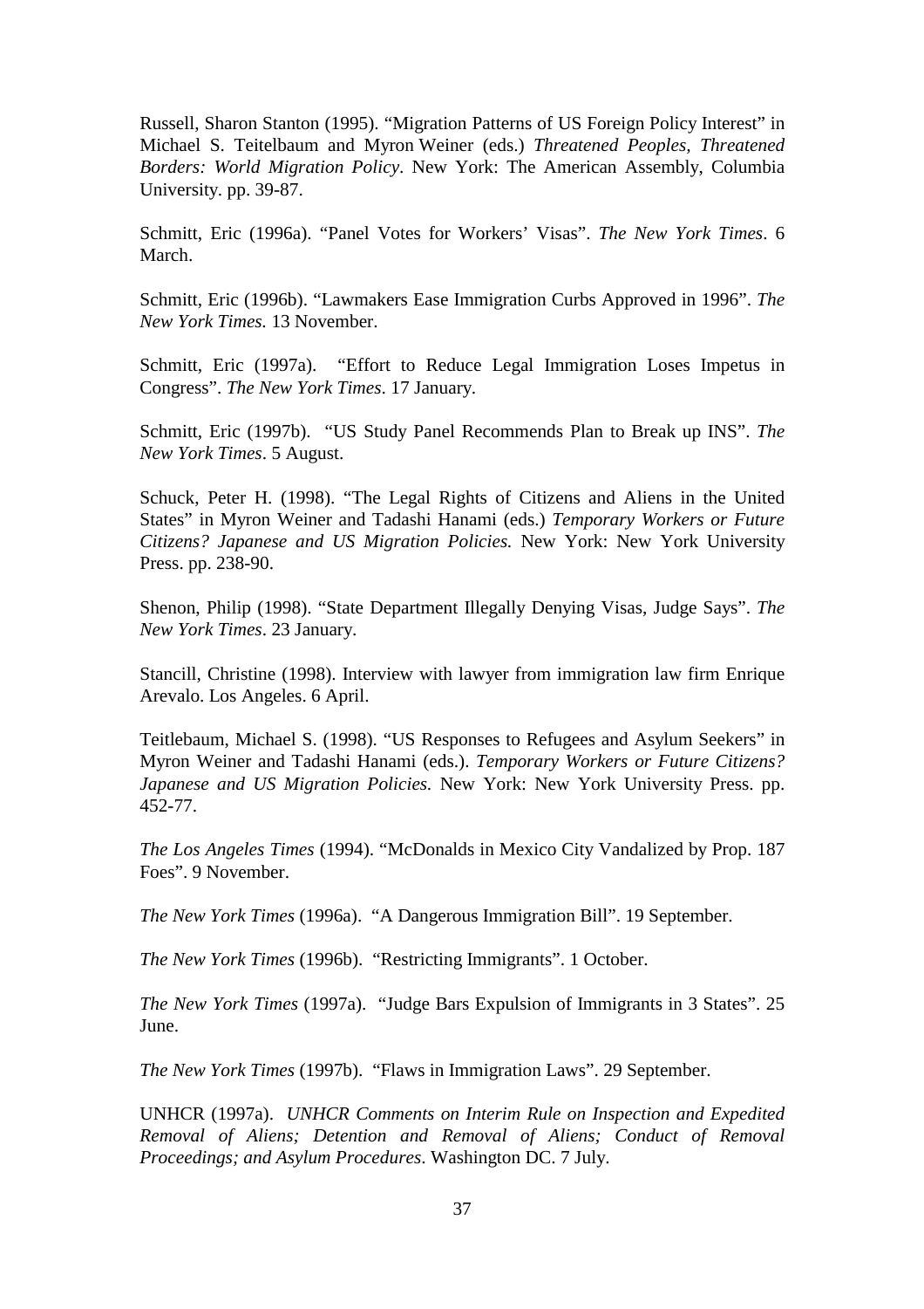Russell, Sharon Stanton (1995). "Migration Patterns of US Foreign Policy Interest" in Michael S. Teitelbaum and Myron Weiner (eds.) *Threatened Peoples, Threatened Borders: World Migration Policy*. New York: The American Assembly, Columbia University. pp. 39-87.

Schmitt, Eric (1996a). "Panel Votes for Workers' Visas". *The New York Times*. 6 March.

Schmitt, Eric (1996b). "Lawmakers Ease Immigration Curbs Approved in 1996". *The New York Times.* 13 November.

Schmitt, Eric (1997a). "Effort to Reduce Legal Immigration Loses Impetus in Congress". *The New York Times*. 17 January.

Schmitt, Eric (1997b). "US Study Panel Recommends Plan to Break up INS". *The New York Times*. 5 August.

Schuck, Peter H. (1998). "The Legal Rights of Citizens and Aliens in the United States" in Myron Weiner and Tadashi Hanami (eds.) *Temporary Workers or Future Citizens? Japanese and US Migration Policies.* New York: New York University Press. pp. 238-90.

Shenon, Philip (1998). "State Department Illegally Denying Visas, Judge Says". *The New York Times*. 23 January.

Stancill, Christine (1998). Interview with lawyer from immigration law firm Enrique Arevalo. Los Angeles. 6 April.

Teitlebaum, Michael S. (1998). "US Responses to Refugees and Asylum Seekers" in Myron Weiner and Tadashi Hanami (eds.). *Temporary Workers or Future Citizens? Japanese and US Migration Policies.* New York: New York University Press. pp. 452-77.

*The Los Angeles Times* (1994). "McDonalds in Mexico City Vandalized by Prop. 187 Foes". 9 November.

*The New York Times* (1996a). "A Dangerous Immigration Bill". 19 September.

*The New York Times* (1996b). "Restricting Immigrants". 1 October.

*The New York Times* (1997a). "Judge Bars Expulsion of Immigrants in 3 States". 25 June.

*The New York Times* (1997b). "Flaws in Immigration Laws". 29 September.

UNHCR (1997a). *UNHCR Comments on Interim Rule on Inspection and Expedited Removal of Aliens; Detention and Removal of Aliens; Conduct of Removal Proceedings; and Asylum Procedures*. Washington DC. 7 July.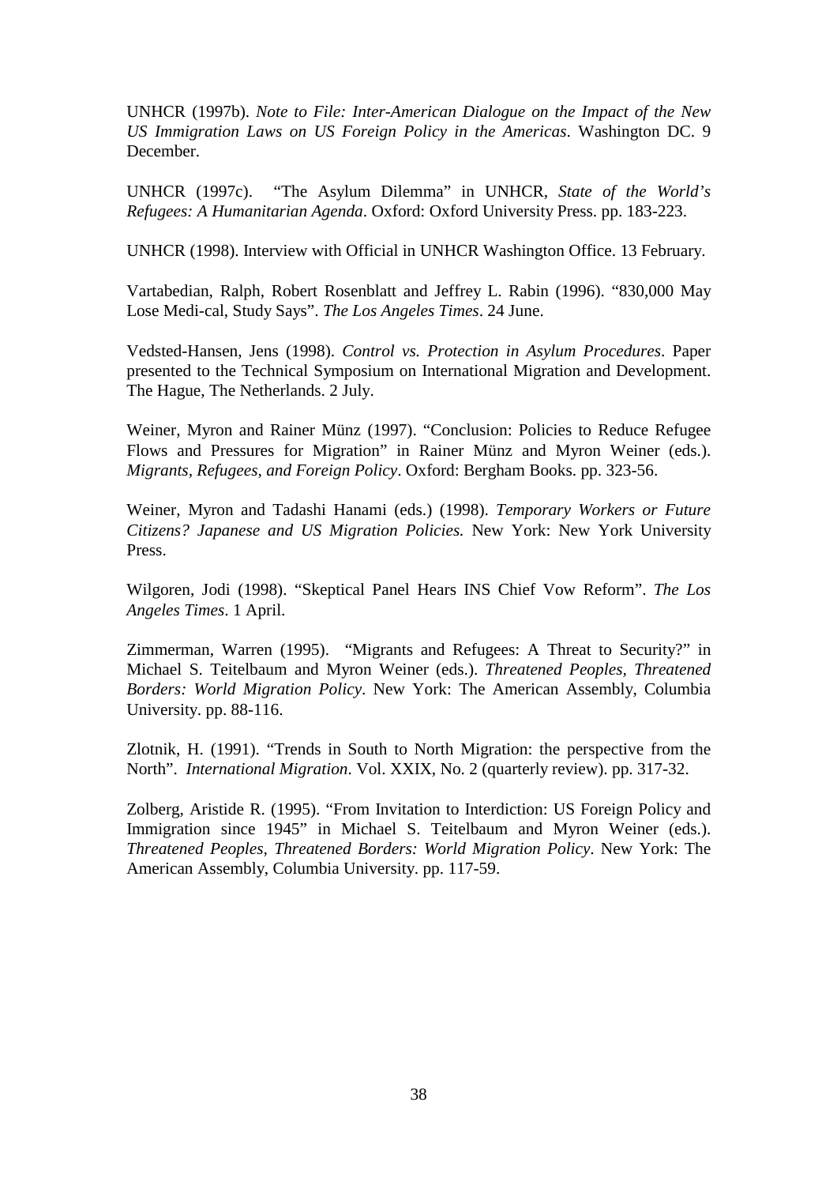UNHCR (1997b). *Note to File: Inter-American Dialogue on the Impact of the New US Immigration Laws on US Foreign Policy in the Americas*. Washington DC. 9 December.

UNHCR (1997c). "The Asylum Dilemma" in UNHCR, *State of the World's Refugees: A Humanitarian Agenda*. Oxford: Oxford University Press. pp. 183-223.

UNHCR (1998). Interview with Official in UNHCR Washington Office. 13 February.

Vartabedian, Ralph, Robert Rosenblatt and Jeffrey L. Rabin (1996). "830,000 May Lose Medi-cal, Study Says". *The Los Angeles Times*. 24 June.

Vedsted-Hansen, Jens (1998). *Control vs. Protection in Asylum Procedures*. Paper presented to the Technical Symposium on International Migration and Development. The Hague, The Netherlands. 2 July.

Weiner, Myron and Rainer Münz (1997). "Conclusion: Policies to Reduce Refugee Flows and Pressures for Migration" in Rainer Münz and Myron Weiner (eds.). *Migrants, Refugees, and Foreign Policy*. Oxford: Bergham Books. pp. 323-56.

Weiner, Myron and Tadashi Hanami (eds.) (1998). *Temporary Workers or Future Citizens? Japanese and US Migration Policies.* New York: New York University Press.

Wilgoren, Jodi (1998). "Skeptical Panel Hears INS Chief Vow Reform". *The Los Angeles Times*. 1 April.

Zimmerman, Warren (1995). "Migrants and Refugees: A Threat to Security?" in Michael S. Teitelbaum and Myron Weiner (eds.). *Threatened Peoples, Threatened Borders: World Migration Policy*. New York: The American Assembly, Columbia University. pp. 88-116.

Zlotnik, H. (1991). "Trends in South to North Migration: the perspective from the North". *International Migration*. Vol. XXIX, No. 2 (quarterly review). pp. 317-32.

Zolberg, Aristide R. (1995). "From Invitation to Interdiction: US Foreign Policy and Immigration since 1945" in Michael S. Teitelbaum and Myron Weiner (eds.). *Threatened Peoples, Threatened Borders: World Migration Policy*. New York: The American Assembly, Columbia University. pp. 117-59.